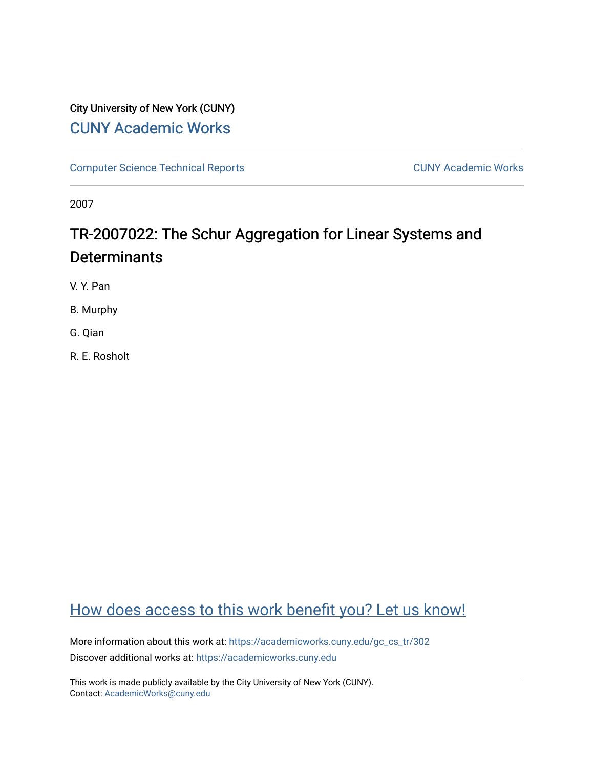City University of New York (CUNY)

# CUNY Academic Works

Computer Science Technical Reports — CUNY Academic Works

2007

## TR-2007022: The Schur Aggregation for Linear Systems and Determinants

V. Y. Pan

B. Murphy

G. Qian

R. E. Rosholt

How does access to this work benefit you? Let us know!

More information about this work at: https://academicworks.cuny.edu/gc_cs_tr/302

Discover additional works at: https://academicworks.cuny.edu

This work is made publicly available by the City University of New York (CUNY).
Contact: AcademicWorks@cuny.edu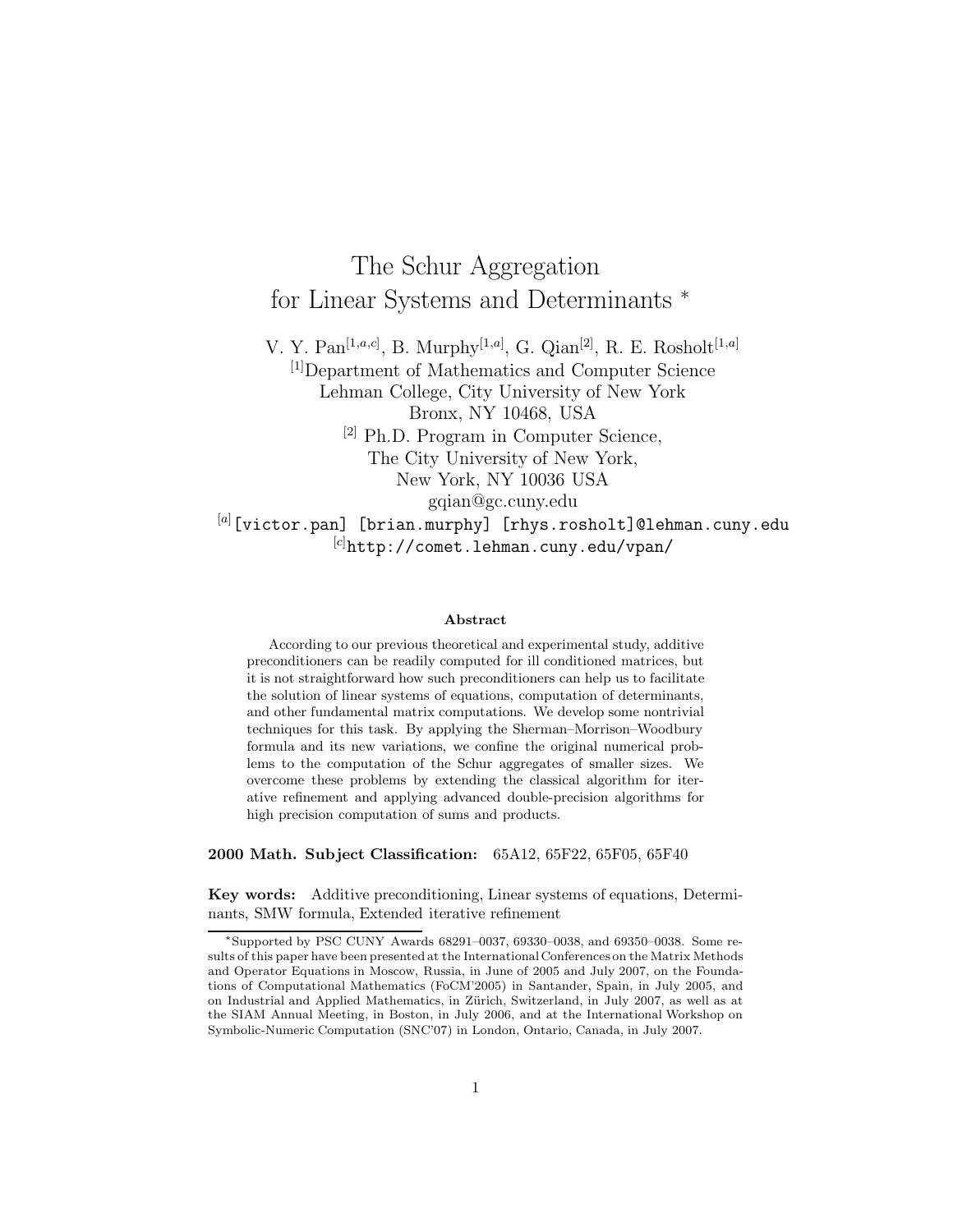# The Schur Aggregation for Linear Systems and Determinants *

V. Y. Pan[1,a,c], B. Murphy[1,a], G. Qian[2], R. E. Rosholt[1,a]

[1]Department of Mathematics and Computer Science
Lehman College, City University of New York
Bronx, NY 10468, USA

[2] Ph.D. Program in Computer Science,
The City University of New York,
New York, NY 10036 USA
gqian@gc.cuny.edu

[a] `[victor.pan] [brian.murphy] [rhys.rosholt]@lehman.cuny.edu`

[c] `http://comet.lehman.cuny.edu/vpan/`

### Abstract

According to our previous theoretical and experimental study, additive preconditioners can be readily computed for ill conditioned matrices, but it is not straightforward how such preconditioners can help us to facilitate the solution of linear systems of equations, computation of determinants, and other fundamental matrix computations. We develop some nontrivial techniques for this task. By applying the Sherman–Morrison–Woodbury formula and its new variations, we confine the original numerical problems to the computation of the Schur aggregates of smaller sizes. We overcome these problems by extending the classical algorithm for iterative refinement and applying advanced double-precision algorithms for high precision computation of sums and products.

**2000 Math. Subject Classification:** 65A12, 65F22, 65F05, 65F40

**Key words:** Additive preconditioning, Linear systems of equations, Determinants, SMW formula, Extended iterative refinement

---

*Supported by PSC CUNY Awards 68291–0037, 69330–0038, and 69350–0038. Some results of this paper have been presented at the International Conferences on the Matrix Methods and Operator Equations in Moscow, Russia, in June of 2005 and July 2007, on the Foundations of Computational Mathematics (FoCM'2005) in Santander, Spain, in July 2005, and on Industrial and Applied Mathematics, in Zürich, Switzerland, in July 2007, as well as at the SIAM Annual Meeting, in Boston, in July 2006, and at the International Workshop on Symbolic-Numeric Computation (SNC'07) in London, Ontario, Canada, in July 2007.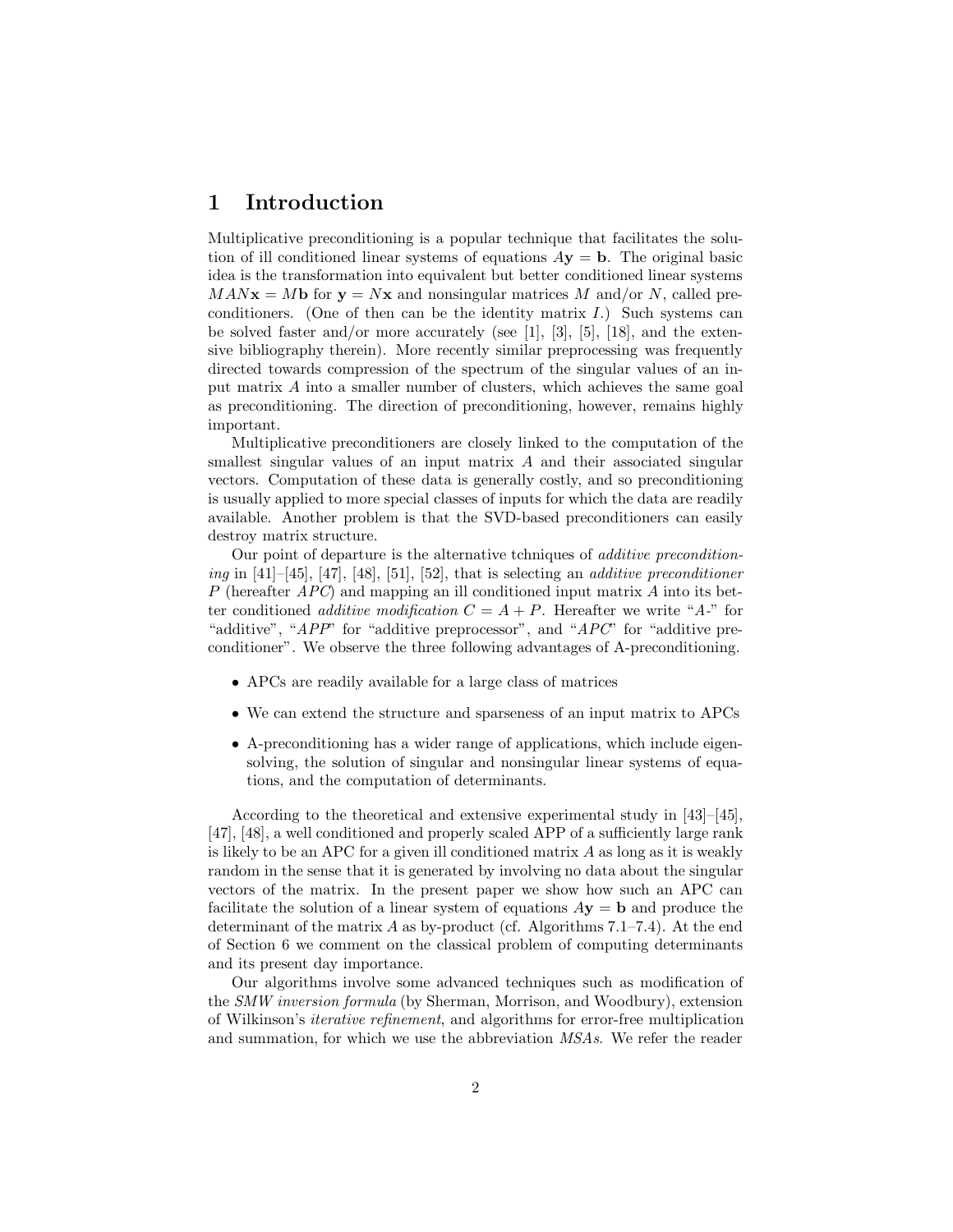# 1 Introduction

Multiplicative preconditioning is a popular technique that facilitates the solution of ill conditioned linear systems of equations $A\mathbf{y} = \mathbf{b}$. The original basic idea is the transformation into equivalent but better conditioned linear systems $MAN\mathbf{x} = M\mathbf{b}$ for $\mathbf{y} = N\mathbf{x}$ and nonsingular matrices $M$ and/or $N$, called preconditioners. (One of then can be the identity matrix $I$.) Such systems can be solved faster and/or more accurately (see [1], [3], [5], [18], and the extensive bibliography therein). More recently similar preprocessing was frequently directed towards compression of the spectrum of the singular values of an input matrix $A$ into a smaller number of clusters, which achieves the same goal as preconditioning. The direction of preconditioning, however, remains highly important.

Multiplicative preconditioners are closely linked to the computation of the smallest singular values of an input matrix $A$ and their associated singular vectors. Computation of these data is generally costly, and so preconditioning is usually applied to more special classes of inputs for which the data are readily available. Another problem is that the SVD-based preconditioners can easily destroy matrix structure.

Our point of departure is the alternative tchniques of *additive preconditioning* in [41]–[45], [47], [48], [51], [52], that is selecting an *additive preconditioner* $P$ (hereafter *APC*) and mapping an ill conditioned input matrix $A$ into its better conditioned *additive modification* $C = A + P$. Hereafter we write "*A*-" for "additive", "*APP*" for "additive preprocessor", and "*APC*" for "additive preconditioner". We observe the three following advantages of A-preconditioning.

- APCs are readily available for a large class of matrices
- We can extend the structure and sparseness of an input matrix to APCs
- A-preconditioning has a wider range of applications, which include eigen-solving, the solution of singular and nonsingular linear systems of equations, and the computation of determinants.

According to the theoretical and extensive experimental study in [43]–[45], [47], [48], a well conditioned and properly scaled APP of a sufficiently large rank is likely to be an APC for a given ill conditioned matrix $A$ as long as it is weakly random in the sense that it is generated by involving no data about the singular vectors of the matrix. In the present paper we show how such an APC can facilitate the solution of a linear system of equations $A\mathbf{y} = \mathbf{b}$ and produce the determinant of the matrix $A$ as by-product (cf. Algorithms 7.1–7.4). At the end of Section 6 we comment on the classical problem of computing determinants and its present day importance.

Our algorithms involve some advanced techniques such as modification of the *SMW inversion formula* (by Sherman, Morrison, and Woodbury), extension of Wilkinson's *iterative refinement*, and algorithms for error-free multiplication and summation, for which we use the abbreviation *MSAs*. We refer the reader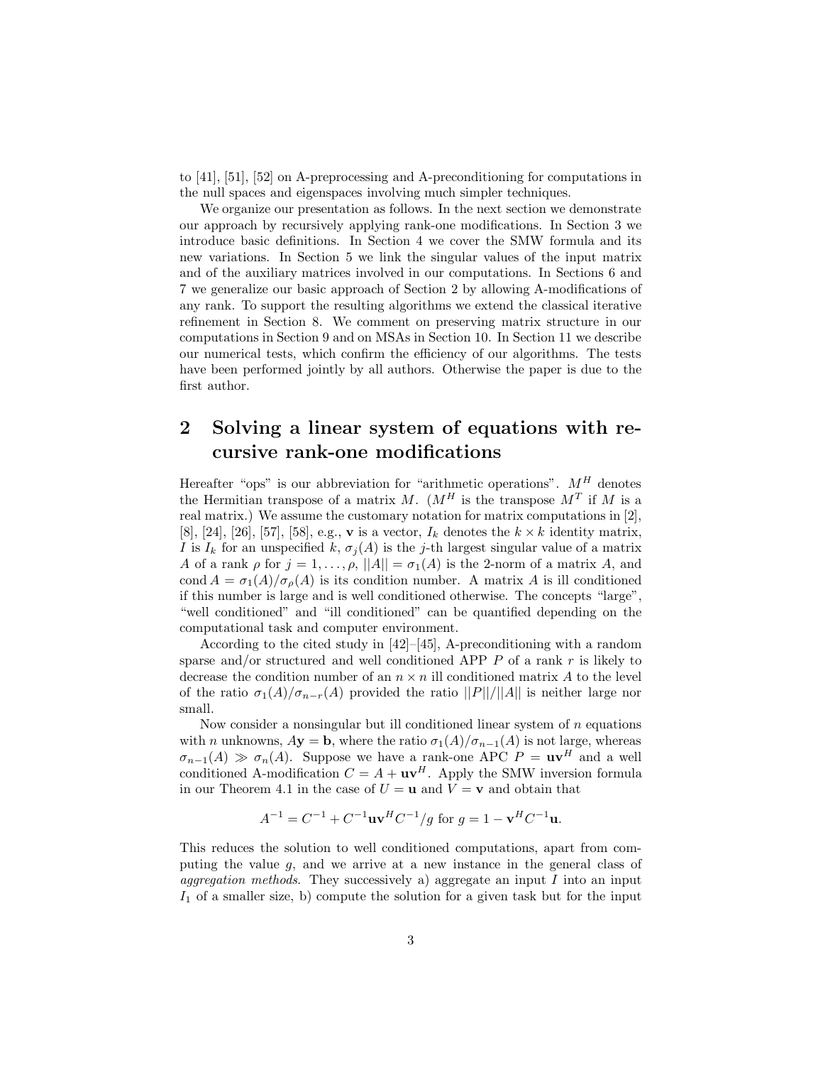to [41], [51], [52] on A-preprocessing and A-preconditioning for computations in the null spaces and eigenspaces involving much simpler techniques.

We organize our presentation as follows. In the next section we demonstrate our approach by recursively applying rank-one modifications. In Section 3 we introduce basic definitions. In Section 4 we cover the SMW formula and its new variations. In Section 5 we link the singular values of the input matrix and of the auxiliary matrices involved in our computations. In Sections 6 and 7 we generalize our basic approach of Section 2 by allowing A-modifications of any rank. To support the resulting algorithms we extend the classical iterative refinement in Section 8. We comment on preserving matrix structure in our computations in Section 9 and on MSAs in Section 10. In Section 11 we describe our numerical tests, which confirm the efficiency of our algorithms. The tests have been performed jointly by all authors. Otherwise the paper is due to the first author.

## 2 Solving a linear system of equations with recursive rank-one modifications

Hereafter "ops" is our abbreviation for "arithmetic operations". $M^H$ denotes the Hermitian transpose of a matrix $M$. ($M^H$ is the transpose $M^T$ if $M$ is a real matrix.) We assume the customary notation for matrix computations in [2], [8], [24], [26], [57], [58], e.g., $\mathbf{v}$ is a vector, $I_k$ denotes the $k \times k$ identity matrix, $I$ is $I_k$ for an unspecified $k$, $\sigma_j(A)$ is the $j$-th largest singular value of a matrix $A$ of a rank $\rho$ for $j = 1, \ldots, \rho$, $||A|| = \sigma_1(A)$ is the 2-norm of a matrix $A$, and $\text{cond}\, A = \sigma_1(A)/\sigma_\rho(A)$ is its condition number. A matrix $A$ is ill conditioned if this number is large and is well conditioned otherwise. The concepts "large", "well conditioned" and "ill conditioned" can be quantified depending on the computational task and computer environment.

According to the cited study in [42]–[45], A-preconditioning with a random sparse and/or structured and well conditioned APP $P$ of a rank $r$ is likely to decrease the condition number of an $n \times n$ ill conditioned matrix $A$ to the level of the ratio $\sigma_1(A)/\sigma_{n-r}(A)$ provided the ratio $||P||/||A||$ is neither large nor small.

Now consider a nonsingular but ill conditioned linear system of $n$ equations with $n$ unknowns, $A\mathbf{y} = \mathbf{b}$, where the ratio $\sigma_1(A)/\sigma_{n-1}(A)$ is not large, whereas $\sigma_{n-1}(A) \gg \sigma_n(A)$. Suppose we have a rank-one APC $P = \mathbf{u}\mathbf{v}^H$ and a well conditioned A-modification $C = A + \mathbf{u}\mathbf{v}^H$. Apply the SMW inversion formula in our Theorem 4.1 in the case of $U = \mathbf{u}$ and $V = \mathbf{v}$ and obtain that

$$A^{-1} = C^{-1} + C^{-1}\mathbf{u}\mathbf{v}^H C^{-1}/g \text{ for } g = 1 - \mathbf{v}^H C^{-1}\mathbf{u}.$$

This reduces the solution to well conditioned computations, apart from computing the value $g$, and we arrive at a new instance in the general class of *aggregation methods*. They successively a) aggregate an input $I$ into an input $I_1$ of a smaller size, b) compute the solution for a given task but for the input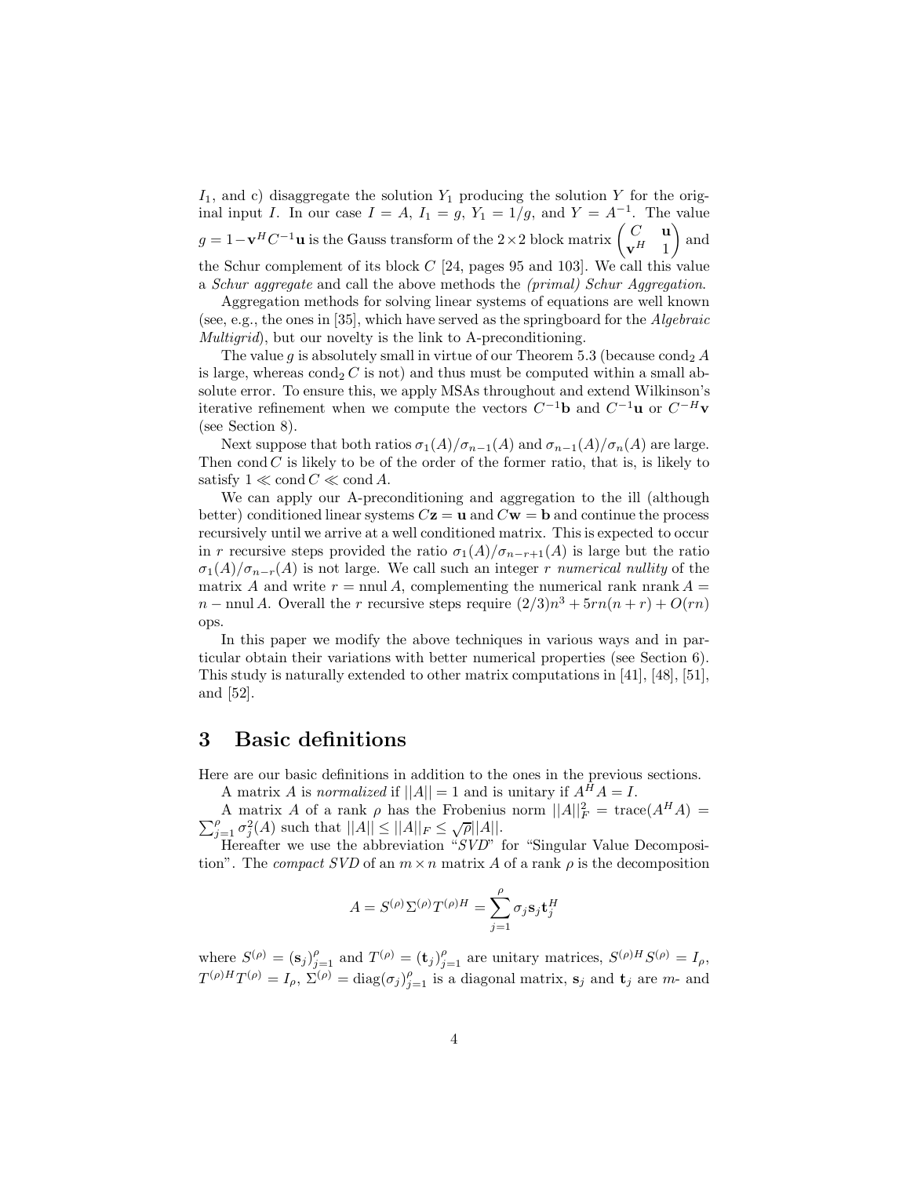$I_1$, and c) disaggregate the solution $Y_1$ producing the solution $Y$ for the original input $I$. In our case $I = A$, $I_1 = g$, $Y_1 = 1/g$, and $Y = A^{-1}$. The value $g = 1 - \mathbf{v}^H C^{-1}\mathbf{u}$ is the Gauss transform of the $2\times 2$ block matrix $\begin{pmatrix} C & \mathbf{u} \\ \mathbf{v}^H & 1 \end{pmatrix}$ and the Schur complement of its block $C$ [24, pages 95 and 103]. We call this value a *Schur aggregate* and call the above methods the *(primal) Schur Aggregation*.

Aggregation methods for solving linear systems of equations are well known (see, e.g., the ones in [35], which have served as the springboard for the *Algebraic Multigrid*), but our novelty is the link to A-preconditioning.

The value $g$ is absolutely small in virtue of our Theorem 5.3 (because $\mathrm{cond}_2\, A$ is large, whereas $\mathrm{cond}_2\, C$ is not) and thus must be computed within a small absolute error. To ensure this, we apply MSAs throughout and extend Wilkinson's iterative refinement when we compute the vectors $C^{-1}\mathbf{b}$ and $C^{-1}\mathbf{u}$ or $C^{-H}\mathbf{v}$ (see Section 8).

Next suppose that both ratios $\sigma_1(A)/\sigma_{n-1}(A)$ and $\sigma_{n-1}(A)/\sigma_n(A)$ are large. Then $\mathrm{cond}\, C$ is likely to be of the order of the former ratio, that is, is likely to satisfy $1 \ll \mathrm{cond}\, C \ll \mathrm{cond}\, A$.

We can apply our A-preconditioning and aggregation to the ill (although better) conditioned linear systems $C\mathbf{z} = \mathbf{u}$ and $C\mathbf{w} = \mathbf{b}$ and continue the process recursively until we arrive at a well conditioned matrix. This is expected to occur in $r$ recursive steps provided the ratio $\sigma_1(A)/\sigma_{n-r+1}(A)$ is large but the ratio $\sigma_1(A)/\sigma_{n-r}(A)$ is not large. We call such an integer $r$ *numerical nullity* of the matrix $A$ and write $r = \mathrm{nnul}\, A$, complementing the numerical rank $\mathrm{nrank}\, A = n - \mathrm{nnul}\, A$. Overall the $r$ recursive steps require $(2/3)n^3 + 5rn(n+r) + O(rn)$ ops.

In this paper we modify the above techniques in various ways and in particular obtain their variations with better numerical properties (see Section 6). This study is naturally extended to other matrix computations in [41], [48], [51], and [52].

# 3 Basic definitions

Here are our basic definitions in addition to the ones in the previous sections.

A matrix $A$ is *normalized* if $||A|| = 1$ and is unitary if $A^H A = I$.

A matrix $A$ of a rank $\rho$ has the Frobenius norm $||A||_F^2 = \mathrm{trace}(A^H A) = \sum_{j=1}^{\rho} \sigma_j^2(A)$ such that $||A|| \le ||A||_F \le \sqrt{\rho}||A||$.

Hereafter we use the abbreviation "*SVD*" for "Singular Value Decomposition". The *compact SVD* of an $m \times n$ matrix $A$ of a rank $\rho$ is the decomposition

$$A = S^{(\rho)}\Sigma^{(\rho)}T^{(\rho)H} = \sum_{j=1}^{\rho} \sigma_j \mathbf{s}_j \mathbf{t}_j^H$$

where $S^{(\rho)} = (\mathbf{s}_j)_{j=1}^{\rho}$ and $T^{(\rho)} = (\mathbf{t}_j)_{j=1}^{\rho}$ are unitary matrices, $S^{(\rho)H}S^{(\rho)} = I_\rho$, $T^{(\rho)H}T^{(\rho)} = I_\rho$, $\Sigma^{(\rho)} = \mathrm{diag}(\sigma_j)_{j=1}^{\rho}$ is a diagonal matrix, $\mathbf{s}_j$ and $\mathbf{t}_j$ are $m$- and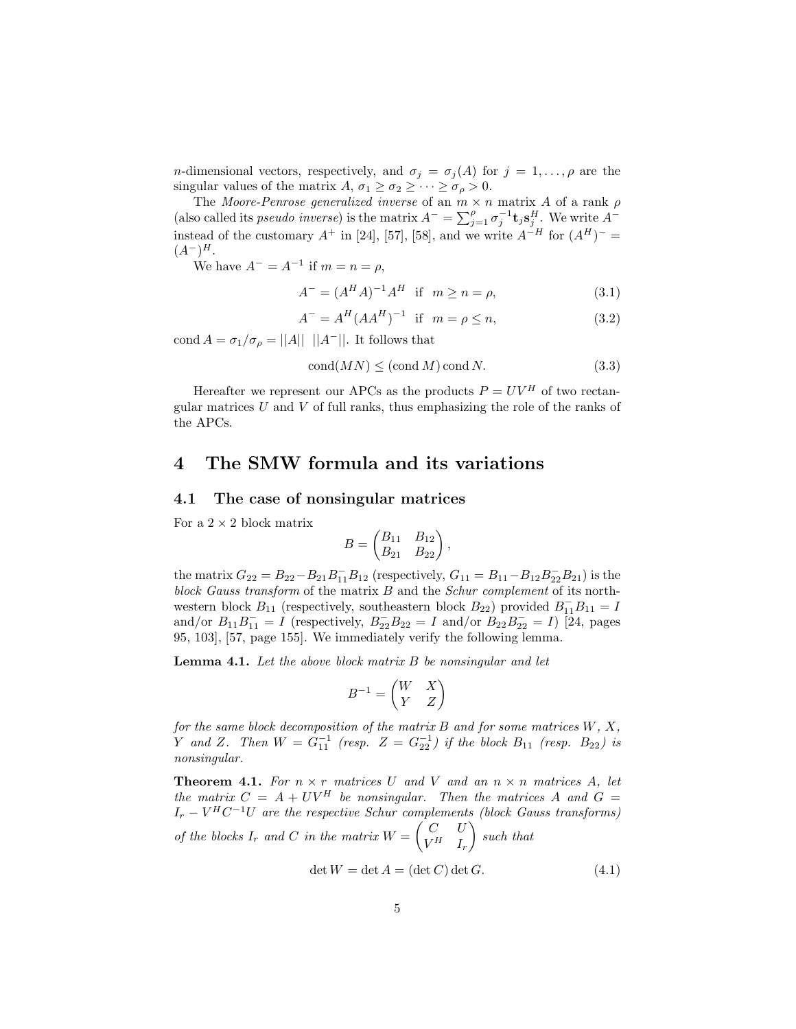$n$-dimensional vectors, respectively, and $\sigma_j = \sigma_j(A)$ for $j = 1, \dots, \rho$ are the singular values of the matrix $A$, $\sigma_1 \geq \sigma_2 \geq \cdots \geq \sigma_\rho > 0$.

The *Moore-Penrose generalized inverse* of an $m \times n$ matrix $A$ of a rank $\rho$ (also called its *pseudo inverse*) is the matrix $A^- = \sum_{j=1}^{\rho} \sigma_j^{-1} \mathbf{t}_j \mathbf{s}_j^H$. We write $A^-$ instead of the customary $A^+$ in [24], [57], [58], and we write $A^{-H}$ for $(A^H)^- = (A^-)^H$.

We have $A^- = A^{-1}$ if $m = n = \rho$,

$$A^- = (A^H A)^{-1} A^H \quad \text{if} \quad m \geq n = \rho, \tag{3.1}$$

$$A^- = A^H (A A^H)^{-1} \quad \text{if} \quad m = \rho \leq n, \tag{3.2}$$

$\operatorname{cond} A = \sigma_1/\sigma_\rho = ||A|| \ \ ||A^-||$. It follows that

$$\operatorname{cond}(MN) \leq (\operatorname{cond} M) \operatorname{cond} N. \tag{3.3}$$

Hereafter we represent our APCs as the products $P = UV^H$ of two rectangular matrices $U$ and $V$ of full ranks, thus emphasizing the role of the ranks of the APCs.

# 4 The SMW formula and its variations

## 4.1 The case of nonsingular matrices

For a $2 \times 2$ block matrix

$$B = \begin{pmatrix} B_{11} & B_{12} \\ B_{21} & B_{22} \end{pmatrix},$$

the matrix $G_{22} = B_{22} - B_{21} B_{11}^- B_{12}$ (respectively, $G_{11} = B_{11} - B_{12} B_{22}^- B_{21}$) is the *block Gauss transform* of the matrix $B$ and the *Schur complement* of its northwestern block $B_{11}$ (respectively, southeastern block $B_{22}$) provided $B_{11}^- B_{11} = I$ and/or $B_{11} B_{11}^- = I$ (respectively, $B_{22}^- B_{22} = I$ and/or $B_{22} B_{22}^- = I$) [24, pages 95, 103], [57, page 155]. We immediately verify the following lemma.

**Lemma 4.1.** *Let the above block matrix $B$ be nonsingular and let*

$$B^{-1} = \begin{pmatrix} W & X \\ Y & Z \end{pmatrix}$$

*for the same block decomposition of the matrix $B$ and for some matrices $W$, $X$, $Y$ and $Z$. Then $W = G_{11}^{-1}$ (resp. $Z = G_{22}^{-1}$) if the block $B_{11}$ (resp. $B_{22}$) is nonsingular.*

**Theorem 4.1.** *For $n \times r$ matrices $U$ and $V$ and an $n \times n$ matrices $A$, let the matrix $C = A + UV^H$ be nonsingular. Then the matrices $A$ and $G = I_r - V^H C^{-1} U$ are the respective Schur complements (block Gauss transforms) of the blocks $I_r$ and $C$ in the matrix $W = \begin{pmatrix} C & U \\ V^H & I_r \end{pmatrix}$ such that*

$$\det W = \det A = (\det C) \det G. \tag{4.1}$$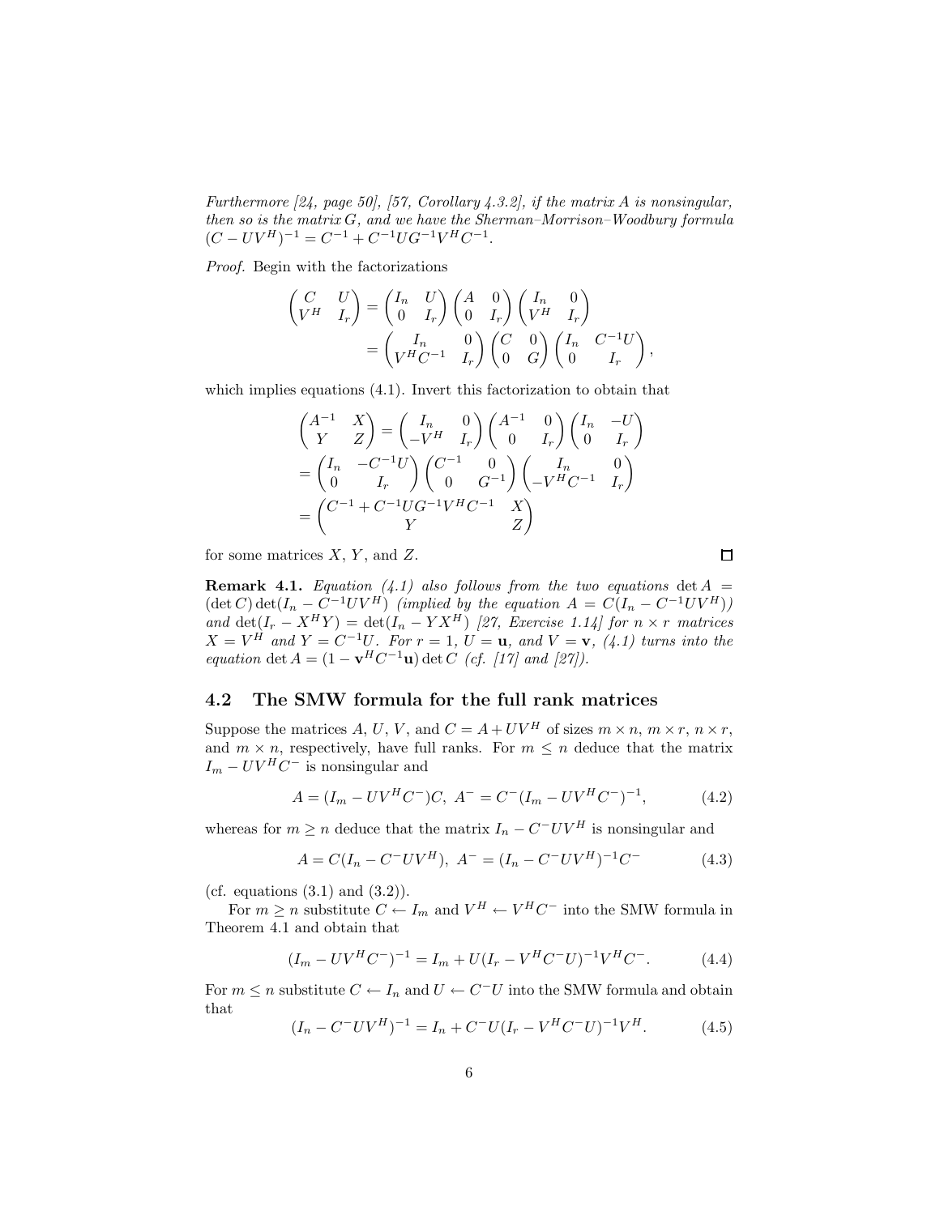*Furthermore [24, page 50], [57, Corollary 4.3.2], if the matrix $A$ is nonsingular, then so is the matrix $G$, and we have the Sherman–Morrison–Woodbury formula $(C - UV^H)^{-1} = C^{-1} + C^{-1}UG^{-1}V^HC^{-1}$.*

*Proof.* Begin with the factorizations

$$\begin{pmatrix} C & U \\ V^H & I_r \end{pmatrix} = \begin{pmatrix} I_n & U \\ 0 & I_r \end{pmatrix} \begin{pmatrix} A & 0 \\ 0 & I_r \end{pmatrix} \begin{pmatrix} I_n & 0 \\ V^H & I_r \end{pmatrix}$$
$$= \begin{pmatrix} I_n & 0 \\ V^HC^{-1} & I_r \end{pmatrix} \begin{pmatrix} C & 0 \\ 0 & G \end{pmatrix} \begin{pmatrix} I_n & C^{-1}U \\ 0 & I_r \end{pmatrix},$$

which implies equations (4.1). Invert this factorization to obtain that

$$\begin{pmatrix} A^{-1} & X \\ Y & Z \end{pmatrix} = \begin{pmatrix} I_n & 0 \\ -V^H & I_r \end{pmatrix} \begin{pmatrix} A^{-1} & 0 \\ 0 & I_r \end{pmatrix} \begin{pmatrix} I_n & -U \\ 0 & I_r \end{pmatrix}$$
$$= \begin{pmatrix} I_n & -C^{-1}U \\ 0 & I_r \end{pmatrix} \begin{pmatrix} C^{-1} & 0 \\ 0 & G^{-1} \end{pmatrix} \begin{pmatrix} I_n & 0 \\ -V^HC^{-1} & I_r \end{pmatrix}$$
$$= \begin{pmatrix} C^{-1} + C^{-1}UG^{-1}V^HC^{-1} & X \\ Y & Z \end{pmatrix}$$

for some matrices $X$, $Y$, and $Z$. ∎

**Remark 4.1.** *Equation (4.1) also follows from the two equations* $\det A = (\det C)\det(I_n - C^{-1}UV^H)$ *(implied by the equation* $A = C(I_n - C^{-1}UV^H)$*) and* $\det(I_r - X^HY) = \det(I_n - YX^H)$ *[27, Exercise 1.14] for $n \times r$ matrices $X = V^H$ and $Y = C^{-1}U$. For $r = 1$, $U = \mathbf{u}$, and $V = \mathbf{v}$, (4.1) turns into the equation* $\det A = (1 - \mathbf{v}^HC^{-1}\mathbf{u})\det C$ *(cf. [17] and [27]).*

## 4.2 The SMW formula for the full rank matrices

Suppose the matrices $A$, $U$, $V$, and $C = A + UV^H$ of sizes $m \times n$, $m \times r$, $n \times r$, and $m \times n$, respectively, have full ranks. For $m \leq n$ deduce that the matrix $I_m - UV^HC^-$ is nonsingular and

$$A = (I_m - UV^HC^-)C,\ A^- = C^-(I_m - UV^HC^-)^{-1}, \tag{4.2}$$

whereas for $m \geq n$ deduce that the matrix $I_n - C^-UV^H$ is nonsingular and

$$A = C(I_n - C^-UV^H),\ A^- = (I_n - C^-UV^H)^{-1}C^- \tag{4.3}$$

(cf. equations (3.1) and (3.2)).

For $m \geq n$ substitute $C \leftarrow I_m$ and $V^H \leftarrow V^HC^-$ into the SMW formula in Theorem 4.1 and obtain that

$$(I_m - UV^HC^-)^{-1} = I_m + U(I_r - V^HC^-U)^{-1}V^HC^-. \tag{4.4}$$

For $m \leq n$ substitute $C \leftarrow I_n$ and $U \leftarrow C^-U$ into the SMW formula and obtain that

$$(I_n - C^-UV^H)^{-1} = I_n + C^-U(I_r - V^HC^-U)^{-1}V^H. \tag{4.5}$$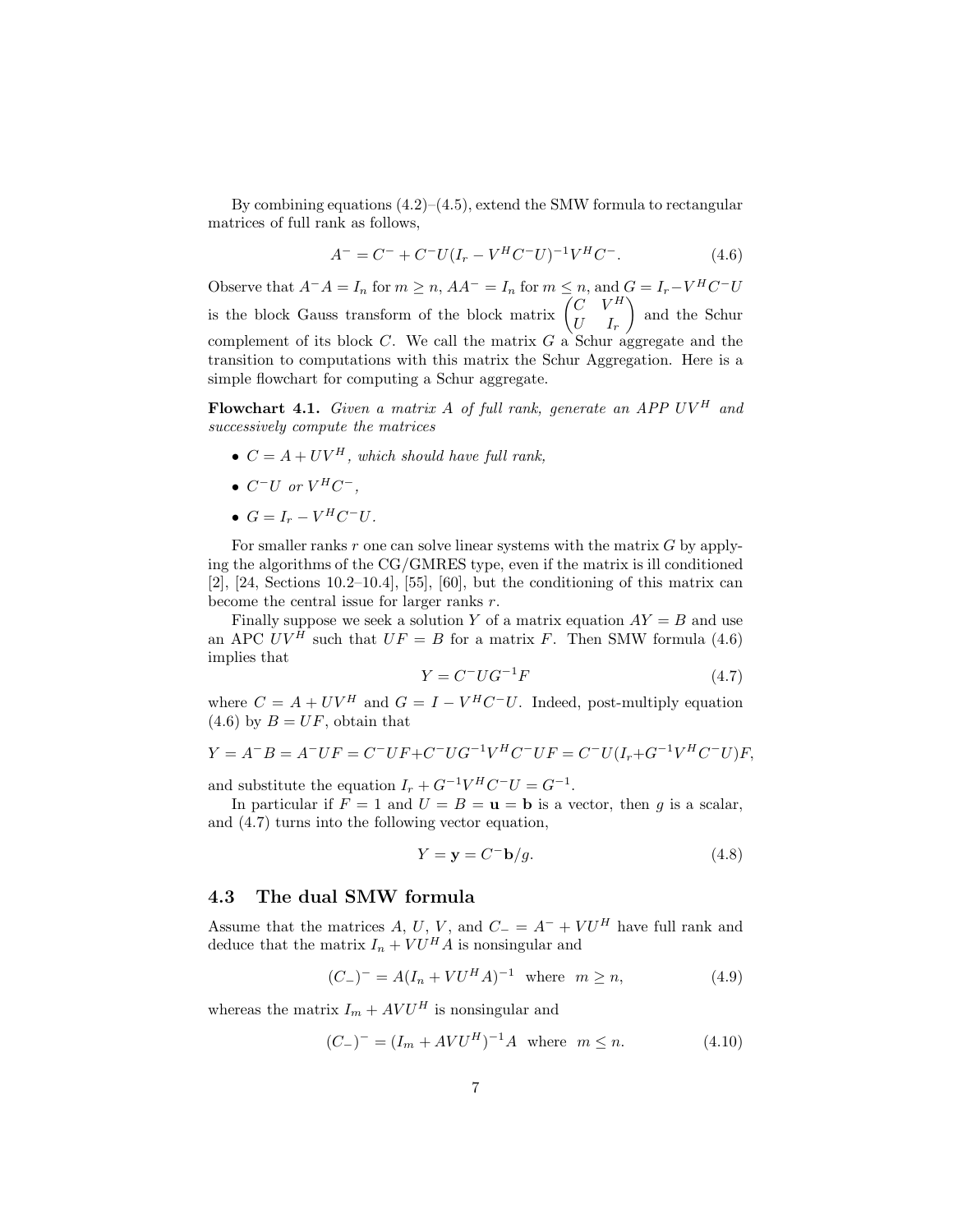By combining equations (4.2)–(4.5), extend the SMW formula to rectangular matrices of full rank as follows,

$$A^- = C^- + C^-U(I_r - V^HC^-U)^{-1}V^HC^-. \tag{4.6}$$

Observe that $A^-A = I_n$ for $m \geq n$, $AA^- = I_n$ for $m \leq n$, and $G = I_r - V^HC^-U$ is the block Gauss transform of the block matrix $\begin{pmatrix} C & V^H \\ U & I_r \end{pmatrix}$ and the Schur complement of its block $C$. We call the matrix $G$ a Schur aggregate and the transition to computations with this matrix the Schur Aggregation. Here is a simple flowchart for computing a Schur aggregate.

**Flowchart 4.1.** *Given a matrix $A$ of full rank, generate an APP $UV^H$ and successively compute the matrices*

- *$C = A + UV^H$, which should have full rank,*
- *$C^-U$ or $V^HC^-$,*
- *$G = I_r - V^HC^-U$.*

For smaller ranks $r$ one can solve linear systems with the matrix $G$ by applying the algorithms of the CG/GMRES type, even if the matrix is ill conditioned [2], [24, Sections 10.2–10.4], [55], [60], but the conditioning of this matrix can become the central issue for larger ranks $r$.

Finally suppose we seek a solution $Y$ of a matrix equation $AY = B$ and use an APC $UV^H$ such that $UF = B$ for a matrix $F$. Then SMW formula (4.6) implies that

$$Y = C^-UG^{-1}F \tag{4.7}$$

where $C = A + UV^H$ and $G = I - V^HC^-U$. Indeed, post-multiply equation (4.6) by $B = UF$, obtain that

$$Y = A^-B = A^-UF = C^-UF + C^-UG^{-1}V^HC^-UF = C^-U(I_r + G^{-1}V^HC^-U)F,$$

and substitute the equation $I_r + G^{-1}V^HC^-U = G^{-1}$.

In particular if $F = 1$ and $U = B = \mathbf{u} = \mathbf{b}$ is a vector, then $g$ is a scalar, and (4.7) turns into the following vector equation,

$$Y = \mathbf{y} = C^-\mathbf{b}/g. \tag{4.8}$$

## 4.3 The dual SMW formula

Assume that the matrices $A$, $U$, $V$, and $C_- = A^- + VU^H$ have full rank and deduce that the matrix $I_n + VU^HA$ is nonsingular and

$$(C_-)^- = A(I_n + VU^HA)^{-1} \quad \text{where} \quad m \geq n, \tag{4.9}$$

whereas the matrix $I_m + AVU^H$ is nonsingular and

$$(C_-)^- = (I_m + AVU^H)^{-1}A \quad \text{where} \quad m \leq n. \tag{4.10}$$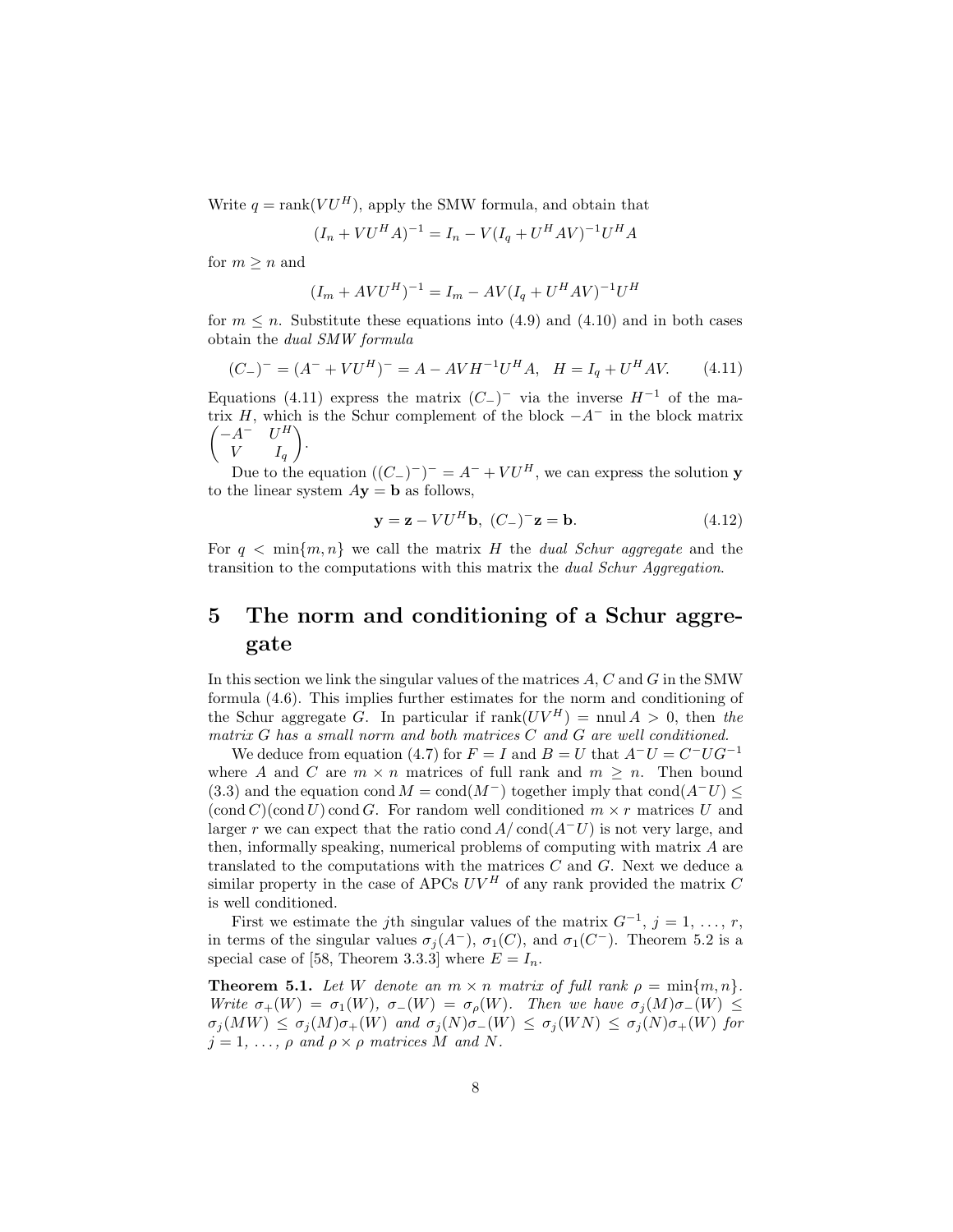Write $q = \text{rank}(VU^H)$, apply the SMW formula, and obtain that

$$(I_n + VU^H A)^{-1} = I_n - V(I_q + U^H AV)^{-1}U^H A$$

for $m \geq n$ and

$$(I_m + AVU^H)^{-1} = I_m - AV(I_q + U^H AV)^{-1}U^H$$

for $m \leq n$. Substitute these equations into (4.9) and (4.10) and in both cases obtain the *dual SMW formula*

$$(C_-)^- = (A^- + VU^H)^- = A - AVH^{-1}U^H A, \quad H = I_q + U^H AV. \tag{4.11}$$

Equations (4.11) express the matrix $(C_-)^-$ via the inverse $H^{-1}$ of the matrix $H$, which is the Schur complement of the block $-A^-$ in the block matrix $\begin{pmatrix} -A^- & U^H \\ V & I_q \end{pmatrix}$.

Due to the equation $((C_-)^-)^- = A^- + VU^H$, we can express the solution $\mathbf{y}$ to the linear system $A\mathbf{y} = \mathbf{b}$ as follows,

$$\mathbf{y} = \mathbf{z} - VU^H\mathbf{b}, \ (C_-)^-\mathbf{z} = \mathbf{b}. \tag{4.12}$$

For $q < \min\{m, n\}$ we call the matrix $H$ the *dual Schur aggregate* and the transition to the computations with this matrix the *dual Schur Aggregation*.

# 5 The norm and conditioning of a Schur aggregate

In this section we link the singular values of the matrices $A$, $C$ and $G$ in the SMW formula (4.6). This implies further estimates for the norm and conditioning of the Schur aggregate $G$. In particular if $\text{rank}(UV^H) = \text{nnul}\, A > 0$, then *the matrix $G$ has a small norm and both matrices $C$ and $G$ are well conditioned.*

We deduce from equation (4.7) for $F = I$ and $B = U$ that $A^-U = C^-UG^{-1}$ where $A$ and $C$ are $m \times n$ matrices of full rank and $m \geq n$. Then bound (3.3) and the equation $\text{cond}\, M = \text{cond}(M^-)$ together imply that $\text{cond}(A^-U) \leq (\text{cond}\, C)(\text{cond}\, U)\, \text{cond}\, G$. For random well conditioned $m \times r$ matrices $U$ and larger $r$ we can expect that the ratio $\text{cond}\, A/\,\text{cond}(A^-U)$ is not very large, and then, informally speaking, numerical problems of computing with matrix $A$ are translated to the computations with the matrices $C$ and $G$. Next we deduce a similar property in the case of APCs $UV^H$ of any rank provided the matrix $C$ is well conditioned.

First we estimate the $j$th singular values of the matrix $G^{-1}$, $j = 1, \ldots, r$, in terms of the singular values $\sigma_j(A^-)$, $\sigma_1(C)$, and $\sigma_1(C^-)$. Theorem 5.2 is a special case of [58, Theorem 3.3.3] where $E = I_n$.

**Theorem 5.1.** *Let $W$ denote an $m \times n$ matrix of full rank $\rho = \min\{m, n\}$. Write $\sigma_+(W) = \sigma_1(W)$, $\sigma_-(W) = \sigma_\rho(W)$. Then we have $\sigma_j(M)\sigma_-(W) \leq \sigma_j(MW) \leq \sigma_j(M)\sigma_+(W)$ and $\sigma_j(N)\sigma_-(W) \leq \sigma_j(WN) \leq \sigma_j(N)\sigma_+(W)$ for $j = 1, \ldots, \rho$ and $\rho \times \rho$ matrices $M$ and $N$.*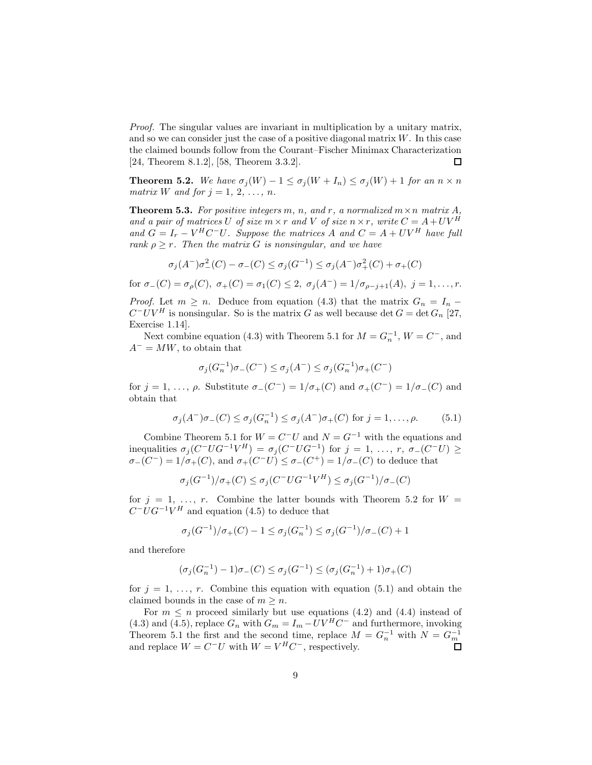*Proof.* The singular values are invariant in multiplication by a unitary matrix, and so we can consider just the case of a positive diagonal matrix $W$. In this case the claimed bounds follow from the Courant–Fischer Minimax Characterization [24, Theorem 8.1.2], [58, Theorem 3.3.2]. $\square$

**Theorem 5.2.** *We have $\sigma_j(W) - 1 \leq \sigma_j(W + I_n) \leq \sigma_j(W) + 1$ for an $n \times n$ matrix $W$ and for $j = 1, 2, \ldots, n$.*

**Theorem 5.3.** *For positive integers $m$, $n$, and $r$, a normalized $m \times n$ matrix $A$, and a pair of matrices $U$ of size $m \times r$ and $V$ of size $n \times r$, write $C = A + UV^H$ and $G = I_r - V^H C^- U$. Suppose the matrices $A$ and $C = A + UV^H$ have full rank $\rho \geq r$. Then the matrix $G$ is nonsingular, and we have*

$$\sigma_j(A^-)\sigma_-^2(C) - \sigma_-(C) \leq \sigma_j(G^{-1}) \leq \sigma_j(A^-)\sigma_+^2(C) + \sigma_+(C)$$

for $\sigma_-(C) = \sigma_\rho(C)$, $\sigma_+(C) = \sigma_1(C) \leq 2$, $\sigma_j(A^-) = 1/\sigma_{\rho-j+1}(A)$, $j = 1, \ldots, r$.

*Proof.* Let $m \geq n$. Deduce from equation (4.3) that the matrix $G_n = I_n - C^- UV^H$ is nonsingular. So is the matrix $G$ as well because $\det G = \det G_n$ [27, Exercise 1.14].

Next combine equation (4.3) with Theorem 5.1 for $M = G_n^{-1}$, $W = C^-$, and $A^- = MW$, to obtain that

$$\sigma_j(G_n^{-1})\sigma_-(C^-) \leq \sigma_j(A^-) \leq \sigma_j(G_n^{-1})\sigma_+(C^-)$$

for $j = 1, \ldots, \rho$. Substitute $\sigma_-(C^-) = 1/\sigma_+(C)$ and $\sigma_+(C^-) = 1/\sigma_-(C)$ and obtain that

$$\sigma_j(A^-)\sigma_-(C) \leq \sigma_j(G_n^{-1}) \leq \sigma_j(A^-)\sigma_+(C) \text{ for } j = 1, \ldots, \rho. \tag{5.1}$$

Combine Theorem 5.1 for $W = C^- U$ and $N = G^{-1}$ with the equations and inequalities $\sigma_j(C^- U G^{-1} V^H) = \sigma_j(C^- U G^{-1})$ for $j = 1, \ldots, r$, $\sigma_-(C^- U) \geq \sigma_-(C^-) = 1/\sigma_+(C)$, and $\sigma_+(C^- U) \leq \sigma_-(C^+) = 1/\sigma_-(C)$ to deduce that

$$\sigma_j(G^{-1})/\sigma_+(C) \leq \sigma_j(C^- U G^{-1} V^H) \leq \sigma_j(G^{-1})/\sigma_-(C)$$

for $j = 1, \ldots, r$. Combine the latter bounds with Theorem 5.2 for $W = C^- U G^{-1} V^H$ and equation (4.5) to deduce that

$$\sigma_j(G^{-1})/\sigma_+(C) - 1 \leq \sigma_j(G_n^{-1}) \leq \sigma_j(G^{-1})/\sigma_-(C) + 1$$

and therefore

$$(\sigma_j(G_n^{-1}) - 1)\sigma_-(C) \leq \sigma_j(G^{-1}) \leq (\sigma_j(G_n^{-1}) + 1)\sigma_+(C)$$

for $j = 1, \ldots, r$. Combine this equation with equation (5.1) and obtain the claimed bounds in the case of $m \geq n$.

For $m \leq n$ proceed similarly but use equations (4.2) and (4.4) instead of (4.3) and (4.5), replace $G_n$ with $G_m = I_m - UV^H C^-$ and furthermore, invoking Theorem 5.1 the first and the second time, replace $M = G_n^{-1}$ with $N = G_m^{-1}$ and replace $W = C^- U$ with $W = V^H C^-$, respectively. $\square$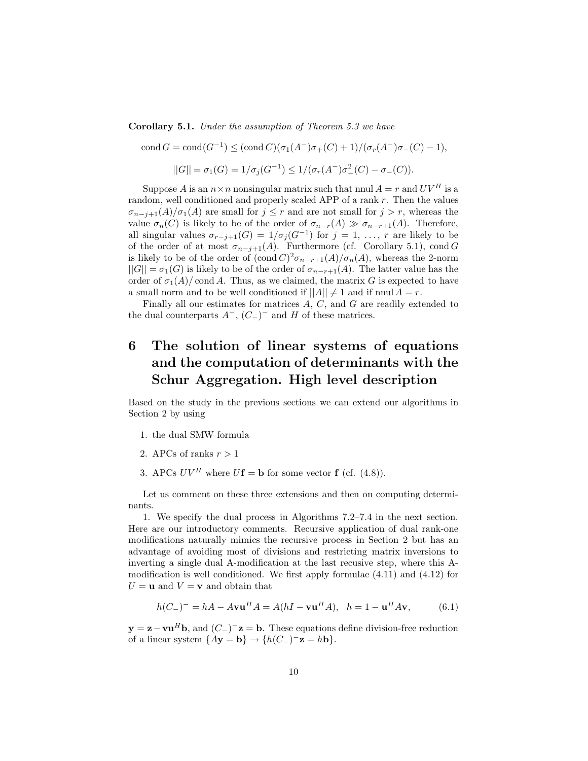**Corollary 5.1.** *Under the assumption of Theorem 5.3 we have*

$$\operatorname{cond} G = \operatorname{cond}(G^{-1}) \leq (\operatorname{cond} C)(\sigma_1(A^-)\sigma_+(C) + 1)/(\sigma_r(A^-)\sigma_-(C) - 1),$$

$$||G|| = \sigma_1(G) = 1/\sigma_j(G^{-1}) \leq 1/(\sigma_r(A^-)\sigma_-^2(C) - \sigma_-(C)).$$

Suppose $A$ is an $n \times n$ nonsingular matrix such that $\operatorname{nnul} A = r$ and $UV^H$ is a random, well conditioned and properly scaled APP of a rank $r$. Then the values $\sigma_{n-j+1}(A)/\sigma_1(A)$ are small for $j \leq r$ and are not small for $j > r$, whereas the value $\sigma_n(C)$ is likely to be of the order of $\sigma_{n-r}(A) \gg \sigma_{n-r+1}(A)$. Therefore, all singular values $\sigma_{r-j+1}(G) = 1/\sigma_j(G^{-1})$ for $j = 1, \ldots, r$ are likely to be of the order of at most $\sigma_{n-j+1}(A)$. Furthermore (cf. Corollary 5.1), $\operatorname{cond} G$ is likely to be of the order of $(\operatorname{cond} C)^2\sigma_{n-r+1}(A)/\sigma_n(A)$, whereas the 2-norm $||G|| = \sigma_1(G)$ is likely to be of the order of $\sigma_{n-r+1}(A)$. The latter value has the order of $\sigma_1(A)/\operatorname{cond} A$. Thus, as we claimed, the matrix $G$ is expected to have a small norm and to be well conditioned if $||A|| \neq 1$ and if $\operatorname{nnul} A = r$.

Finally all our estimates for matrices $A$, $C$, and $G$ are readily extended to the dual counterparts $A^-$, $(C_-)^-$ and $H$ of these matrices.

# 6 The solution of linear systems of equations and the computation of determinants with the Schur Aggregation. High level description

Based on the study in the previous sections we can extend our algorithms in Section 2 by using

1. the dual SMW formula
2. APCs of ranks $r > 1$
3. APCs $UV^H$ where $U\mathbf{f} = \mathbf{b}$ for some vector $\mathbf{f}$ (cf. (4.8)).

Let us comment on these three extensions and then on computing determinants.

1. We specify the dual process in Algorithms 7.2–7.4 in the next section. Here are our introductory comments. Recursive application of dual rank-one modifications naturally mimics the recursive process in Section 2 but has an advantage of avoiding most of divisions and restricting matrix inversions to inverting a single dual A-modification at the last recusive step, where this A-modification is well conditioned. We first apply formulae (4.11) and (4.12) for $U = \mathbf{u}$ and $V = \mathbf{v}$ and obtain that

$$h(C_-)^- = hA - A\mathbf{v}\mathbf{u}^H A = A(hI - \mathbf{v}\mathbf{u}^H A), \quad h = 1 - \mathbf{u}^H A\mathbf{v}, \tag{6.1}$$

$\mathbf{y} = \mathbf{z} - \mathbf{v}\mathbf{u}^H\mathbf{b}$, and $(C_-)^-\mathbf{z} = \mathbf{b}$. These equations define division-free reduction of a linear system $\{A\mathbf{y} = \mathbf{b}\} \to \{h(C_-)^-\mathbf{z} = h\mathbf{b}\}$.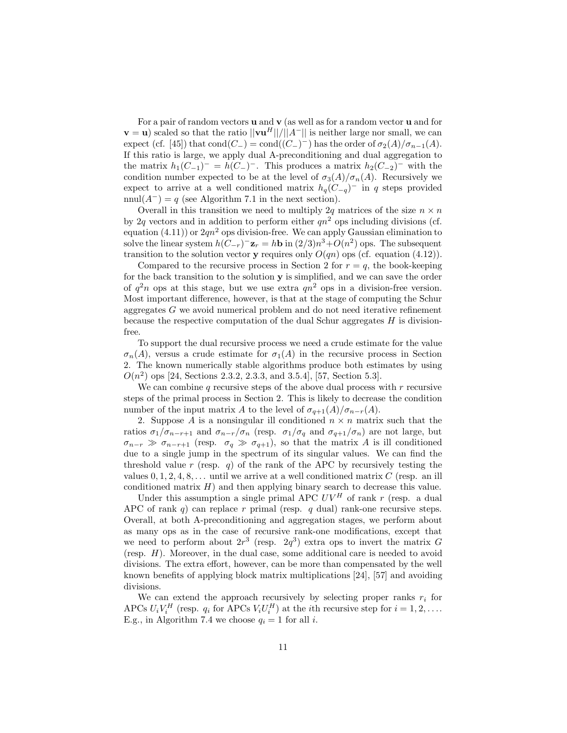For a pair of random vectors $\mathbf{u}$ and $\mathbf{v}$ (as well as for a random vector $\mathbf{u}$ and for $\mathbf{v} = \mathbf{u}$) scaled so that the ratio $||\mathbf{v}\mathbf{u}^H||/||A^-||$ is neither large nor small, we can expect (cf. [45]) that $\text{cond}(C_-) = \text{cond}((C_-)^-)$ has the order of $\sigma_2(A)/\sigma_{n-1}(A)$. If this ratio is large, we apply dual A-preconditioning and dual aggregation to the matrix $h_1(C_{-1})^- = h(C_-)^-$. This produces a matrix $h_2(C_{-2})^-$ with the condition number expected to be at the level of $\sigma_3(A)/\sigma_n(A)$. Recursively we expect to arrive at a well conditioned matrix $h_q(C_{-q})^-$ in $q$ steps provided $\text{nnul}(A^-) = q$ (see Algorithm 7.1 in the next section).

Overall in this transition we need to multiply $2q$ matrices of the size $n \times n$ by $2q$ vectors and in addition to perform either $qn^2$ ops including divisions (cf. equation (4.11)) or $2qn^2$ ops division-free. We can apply Gaussian elimination to solve the linear system $h(C_{-r})^-\mathbf{z}_r = h\mathbf{b}$ in $(2/3)n^3+O(n^2)$ ops. The subsequent transition to the solution vector $\mathbf{y}$ requires only $O(qn)$ ops (cf. equation (4.12)).

Compared to the recursive process in Section 2 for $r = q$, the book-keeping for the back transition to the solution $\mathbf{y}$ is simplified, and we can save the order of $q^2n$ ops at this stage, but we use extra $qn^2$ ops in a division-free version. Most important difference, however, is that at the stage of computing the Schur aggregates $G$ we avoid numerical problem and do not need iterative refinement because the respective computation of the dual Schur aggregates $H$ is division-free.

To support the dual recursive process we need a crude estimate for the value $\sigma_n(A)$, versus a crude estimate for $\sigma_1(A)$ in the recursive process in Section 2. The known numerically stable algorithms produce both estimates by using $O(n^2)$ ops [24, Sections 2.3.2, 2.3.3, and 3.5.4], [57, Section 5.3].

We can combine $q$ recursive steps of the above dual process with $r$ recursive steps of the primal process in Section 2. This is likely to decrease the condition number of the input matrix $A$ to the level of $\sigma_{q+1}(A)/\sigma_{n-r}(A)$.

2. Suppose $A$ is a nonsingular ill conditioned $n \times n$ matrix such that the ratios $\sigma_1/\sigma_{n-r+1}$ and $\sigma_{n-r}/\sigma_n$ (resp. $\sigma_1/\sigma_q$ and $\sigma_{q+1}/\sigma_n$) are not large, but $\sigma_{n-r} \gg \sigma_{n-r+1}$ (resp. $\sigma_q \gg \sigma_{q+1}$), so that the matrix $A$ is ill conditioned due to a single jump in the spectrum of its singular values. We can find the threshold value $r$ (resp. $q$) of the rank of the APC by recursively testing the values $0, 1, 2, 4, 8, \ldots$ until we arrive at a well conditioned matrix $C$ (resp. an ill conditioned matrix $H$) and then applying binary search to decrease this value.

Under this assumption a single primal APC $UV^H$ of rank $r$ (resp. a dual APC of rank $q$) can replace $r$ primal (resp. $q$ dual) rank-one recursive steps. Overall, at both A-preconditioning and aggregation stages, we perform about as many ops as in the case of recursive rank-one modifications, except that we need to perform about $2r^3$ (resp. $2q^3$) extra ops to invert the matrix $G$ (resp. $H$). Moreover, in the dual case, some additional care is needed to avoid divisions. The extra effort, however, can be more than compensated by the well known benefits of applying block matrix multiplications [24], [57] and avoiding divisions.

We can extend the approach recursively by selecting proper ranks $r_i$ for APCs $U_iV_i^H$ (resp. $q_i$ for APCs $V_iU_i^H$) at the $i$th recursive step for $i = 1, 2, \ldots$. E.g., in Algorithm 7.4 we choose $q_i = 1$ for all $i$.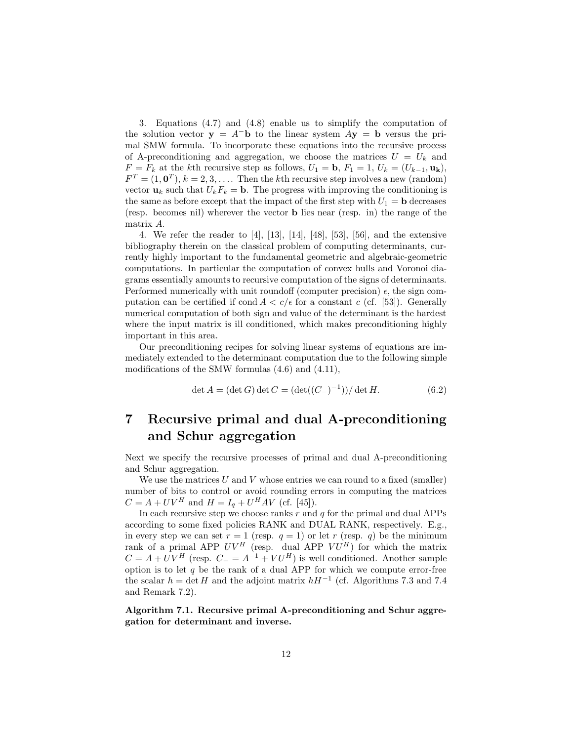3. Equations (4.7) and (4.8) enable us to simplify the computation of the solution vector $\mathbf{y} = A^{-}\mathbf{b}$ to the linear system $A\mathbf{y} = \mathbf{b}$ versus the primal SMW formula. To incorporate these equations into the recursive process of A-preconditioning and aggregation, we choose the matrices $U = U_k$ and $F = F_k$ at the $k$th recursive step as follows, $U_1 = \mathbf{b}$, $F_1 = 1$, $U_k = (U_{k-1}, \mathbf{u_k})$, $F^T = (1, \mathbf{0}^T)$, $k = 2, 3, \ldots$. Then the $k$th recursive step involves a new (random) vector $\mathbf{u}_k$ such that $U_k F_k = \mathbf{b}$. The progress with improving the conditioning is the same as before except that the impact of the first step with $U_1 = \mathbf{b}$ decreases (resp. becomes nil) wherever the vector $\mathbf{b}$ lies near (resp. in) the range of the matrix $A$.

4. We refer the reader to [4], [13], [14], [48], [53], [56], and the extensive bibliography therein on the classical problem of computing determinants, currently highly important to the fundamental geometric and algebraic-geometric computations. In particular the computation of convex hulls and Voronoi diagrams essentially amounts to recursive computation of the signs of determinants. Performed numerically with unit roundoff (computer precision) $\epsilon$, the sign computation can be certified if $\operatorname{cond} A < c/\epsilon$ for a constant $c$ (cf. [53]). Generally numerical computation of both sign and value of the determinant is the hardest where the input matrix is ill conditioned, which makes preconditioning highly important in this area.

Our preconditioning recipes for solving linear systems of equations are immediately extended to the determinant computation due to the following simple modifications of the SMW formulas (4.6) and (4.11),

$$\det A = (\det G) \det C = (\det((C_{-})^{-1}))/\det H. \tag{6.2}$$

# 7 Recursive primal and dual A-preconditioning and Schur aggregation

Next we specify the recursive processes of primal and dual A-preconditioning and Schur aggregation.

We use the matrices $U$ and $V$ whose entries we can round to a fixed (smaller) number of bits to control or avoid rounding errors in computing the matrices $C = A + UV^H$ and $H = I_q + U^H AV$ (cf. [45]).

In each recursive step we choose ranks $r$ and $q$ for the primal and dual APPs according to some fixed policies RANK and DUAL RANK, respectively. E.g., in every step we can set $r = 1$ (resp. $q = 1$) or let $r$ (resp. $q$) be the minimum rank of a primal APP $UV^H$ (resp. dual APP $VU^H$) for which the matrix $C = A + UV^H$ (resp. $C_{-} = A^{-1} + VU^H$) is well conditioned. Another sample option is to let $q$ be the rank of a dual APP for which we compute error-free the scalar $h = \det H$ and the adjoint matrix $hH^{-1}$ (cf. Algorithms 7.3 and 7.4 and Remark 7.2).

**Algorithm 7.1. Recursive primal A-preconditioning and Schur aggregation for determinant and inverse.**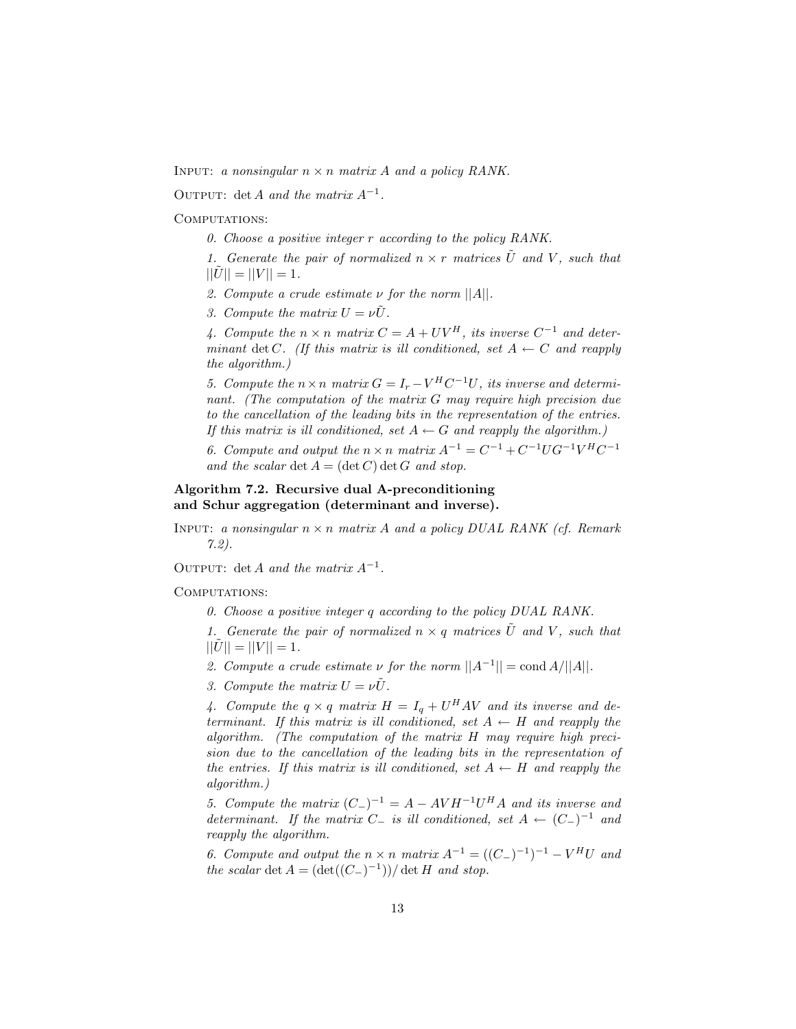Input: *a nonsingular $n \times n$ matrix $A$ and a policy RANK.*

Output: $\det A$ *and the matrix* $A^{-1}$.

Computations:

*0. Choose a positive integer $r$ according to the policy RANK.*

*1. Generate the pair of normalized $n \times r$ matrices $\tilde{U}$ and $V$, such that $||\tilde{U}|| = ||V|| = 1$.*

*2. Compute a crude estimate $\nu$ for the norm $||A||$.*

*3. Compute the matrix $U = \nu\tilde{U}$.*

*4. Compute the $n \times n$ matrix $C = A + UV^H$, its inverse $C^{-1}$ and determinant $\det C$. (If this matrix is ill conditioned, set $A \leftarrow C$ and reapply the algorithm.)*

*5. Compute the $n \times n$ matrix $G = I_r - V^H C^{-1} U$, its inverse and determinant. (The computation of the matrix $G$ may require high precision due to the cancellation of the leading bits in the representation of the entries. If this matrix is ill conditioned, set $A \leftarrow G$ and reapply the algorithm.)*

*6. Compute and output the $n \times n$ matrix $A^{-1} = C^{-1} + C^{-1} U G^{-1} V^H C^{-1}$ and the scalar $\det A = (\det C) \det G$ and stop.*

**Algorithm 7.2. Recursive dual A-preconditioning and Schur aggregation (determinant and inverse).**

Input: *a nonsingular $n \times n$ matrix $A$ and a policy DUAL RANK (cf. Remark 7.2).*

Output: $\det A$ *and the matrix* $A^{-1}$.

Computations:

*0. Choose a positive integer $q$ according to the policy DUAL RANK.*

*1. Generate the pair of normalized $n \times q$ matrices $\tilde{U}$ and $V$, such that $||\tilde{U}|| = ||V|| = 1$.*

*2. Compute a crude estimate $\nu$ for the norm $||A^{-1}|| = \text{cond}\, A / ||A||$.*

*3. Compute the matrix $U = \nu\tilde{U}$.*

*4. Compute the $q \times q$ matrix $H = I_q + U^H A V$ and its inverse and determinant. If this matrix is ill conditioned, set $A \leftarrow H$ and reapply the algorithm. (The computation of the matrix $H$ may require high precision due to the cancellation of the leading bits in the representation of the entries. If this matrix is ill conditioned, set $A \leftarrow H$ and reapply the algorithm.)*

*5. Compute the matrix $(C_-)^{-1} = A - AVH^{-1}U^H A$ and its inverse and determinant. If the matrix $C_-$ is ill conditioned, set $A \leftarrow (C_-)^{-1}$ and reapply the algorithm.*

*6. Compute and output the $n \times n$ matrix $A^{-1} = ((C_-)^{-1})^{-1} - V^H U$ and the scalar $\det A = (\det((C_-)^{-1})) / \det H$ and stop.*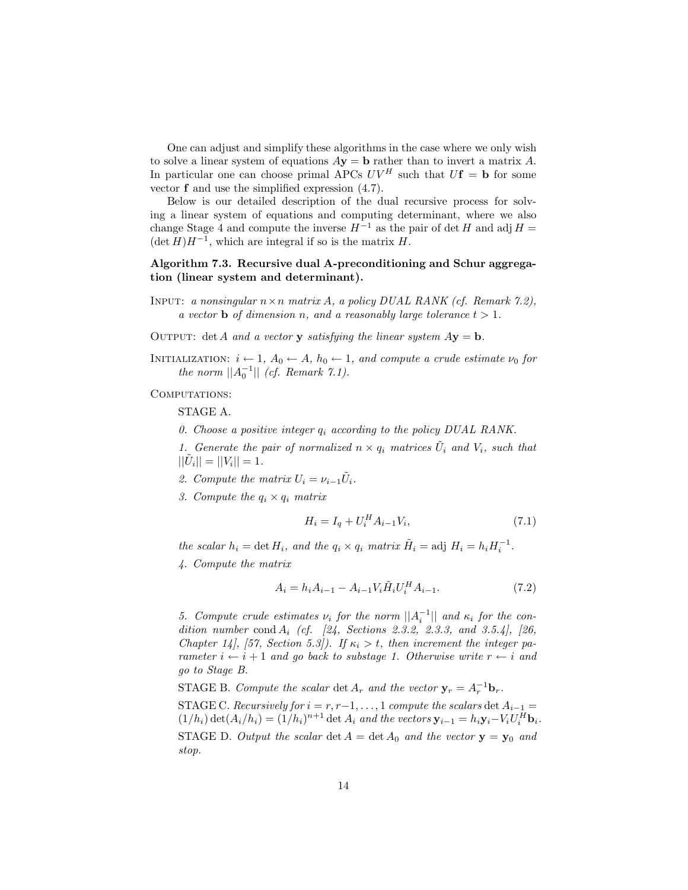One can adjust and simplify these algorithms in the case where we only wish to solve a linear system of equations $A\mathbf{y} = \mathbf{b}$ rather than to invert a matrix $A$. In particular one can choose primal APCs $UV^H$ such that $U\mathbf{f} = \mathbf{b}$ for some vector $\mathbf{f}$ and use the simplified expression (4.7).

Below is our detailed description of the dual recursive process for solving a linear system of equations and computing determinant, where we also change Stage 4 and compute the inverse $H^{-1}$ as the pair of $\det H$ and $\operatorname{adj} H = (\det H)H^{-1}$, which are integral if so is the matrix $H$.

**Algorithm 7.3. Recursive dual A-preconditioning and Schur aggregation (linear system and determinant).**

INPUT: *a nonsingular $n \times n$ matrix $A$, a policy DUAL RANK (cf. Remark 7.2), a vector $\mathbf{b}$ of dimension $n$, and a reasonably large tolerance $t > 1$.*

OUTPUT: $\det A$ *and a vector* $\mathbf{y}$ *satisfying the linear system* $A\mathbf{y} = \mathbf{b}$.

INITIALIZATION: *$i \leftarrow 1$, $A_0 \leftarrow A$, $h_0 \leftarrow 1$, and compute a crude estimate $\nu_0$ for the norm $||A_0^{-1}||$ (cf. Remark 7.1).*

COMPUTATIONS:

STAGE A.

*0. Choose a positive integer $q_i$ according to the policy DUAL RANK.*

*1. Generate the pair of normalized $n \times q_i$ matrices $\tilde{U}_i$ and $V_i$, such that $||\tilde{U}_i|| = ||V_i|| = 1$.*

*2. Compute the matrix $U_i = \nu_{i-1}\tilde{U}_i$.*

*3. Compute the $q_i \times q_i$ matrix*

$$H_i = I_q + U_i^H A_{i-1} V_i, \tag{7.1}$$

*the scalar $h_i = \det H_i$, and the $q_i \times q_i$ matrix $\tilde{H}_i = \operatorname{adj}\, H_i = h_i H_i^{-1}$.*

*4. Compute the matrix*

$$A_i = h_i A_{i-1} - A_{i-1} V_i \tilde{H}_i U_i^H A_{i-1}. \tag{7.2}$$

*5. Compute crude estimates $\nu_i$ for the norm $||A_i^{-1}||$ and $\kappa_i$ for the condition number $\operatorname{cond} A_i$ (cf. [24, Sections 2.3.2, 2.3.3, and 3.5.4], [26, Chapter 14], [57, Section 5.3]). If $\kappa_i > t$, then increment the integer parameter $i \leftarrow i+1$ and go back to substage 1. Otherwise write $r \leftarrow i$ and go to Stage B.*

STAGE B. *Compute the scalar $\det A_r$ and the vector $\mathbf{y}_r = A_r^{-1}\mathbf{b}_r$.*

STAGE C. *Recursively for $i = r, r-1, \ldots, 1$ compute the scalars $\det A_{i-1} = (1/h_i)\det(A_i/h_i) = (1/h_i)^{n+1}\det A_i$ and the vectors $\mathbf{y}_{i-1} = h_i\mathbf{y}_i - V_i U_i^H \mathbf{b}_i$.*

STAGE D. *Output the scalar $\det A = \det A_0$ and the vector $\mathbf{y} = \mathbf{y}_0$ and stop.*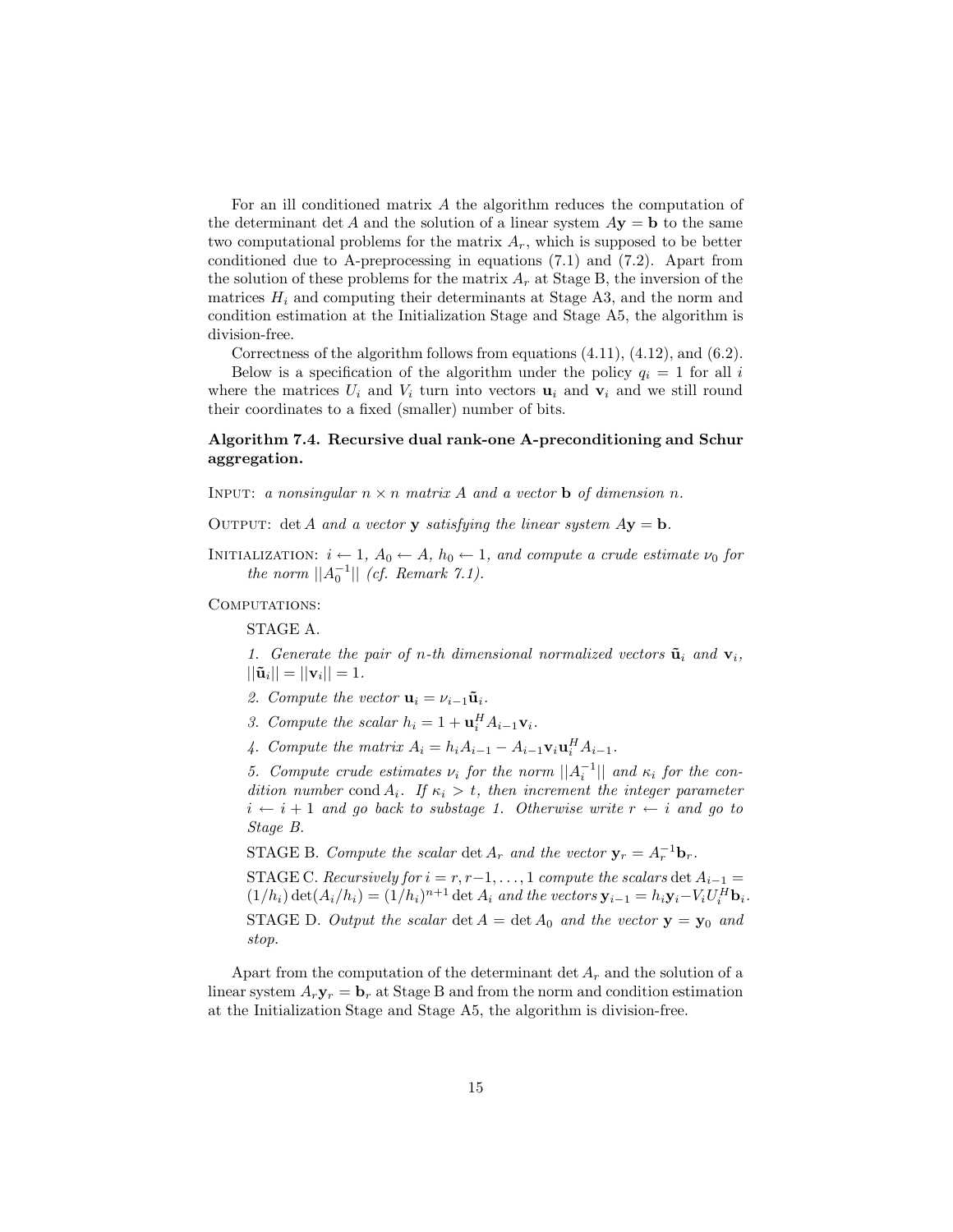For an ill conditioned matrix $A$ the algorithm reduces the computation of the determinant $\det A$ and the solution of a linear system $A\mathbf{y} = \mathbf{b}$ to the same two computational problems for the matrix $A_r$, which is supposed to be better conditioned due to A-preprocessing in equations (7.1) and (7.2). Apart from the solution of these problems for the matrix $A_r$ at Stage B, the inversion of the matrices $H_i$ and computing their determinants at Stage A3, and the norm and condition estimation at the Initialization Stage and Stage A5, the algorithm is division-free.

Correctness of the algorithm follows from equations (4.11), (4.12), and (6.2).

Below is a specification of the algorithm under the policy $q_i = 1$ for all $i$ where the matrices $U_i$ and $V_i$ turn into vectors $\mathbf{u}_i$ and $\mathbf{v}_i$ and we still round their coordinates to a fixed (smaller) number of bits.

**Algorithm 7.4. Recursive dual rank-one A-preconditioning and Schur aggregation.**

INPUT: *a nonsingular $n \times n$ matrix $A$ and a vector $\mathbf{b}$ of dimension $n$.*

OUTPUT: *$\det A$ and a vector $\mathbf{y}$ satisfying the linear system $A\mathbf{y} = \mathbf{b}$.*

INITIALIZATION: *$i \leftarrow 1$, $A_0 \leftarrow A$, $h_0 \leftarrow 1$, and compute a crude estimate $\nu_0$ for the norm $||A_0^{-1}||$ (cf. Remark 7.1).*

COMPUTATIONS:

STAGE A.

*1. Generate the pair of $n$-th dimensional normalized vectors $\tilde{\mathbf{u}}_i$ and $\mathbf{v}_i$, $||\tilde{\mathbf{u}}_i|| = ||\mathbf{v}_i|| = 1$.*

*2. Compute the vector $\mathbf{u}_i = \nu_{i-1}\tilde{\mathbf{u}}_i$.*

*3. Compute the scalar $h_i = 1 + \mathbf{u}_i^H A_{i-1}\mathbf{v}_i$.*

*4. Compute the matrix $A_i = h_i A_{i-1} - A_{i-1}\mathbf{v}_i\mathbf{u}_i^H A_{i-1}$.*

*5. Compute crude estimates $\nu_i$ for the norm $||A_i^{-1}||$ and $\kappa_i$ for the condition number $\operatorname{cond} A_i$. If $\kappa_i > t$, then increment the integer parameter $i \leftarrow i + 1$ and go back to substage 1. Otherwise write $r \leftarrow i$ and go to Stage B.*

STAGE B. *Compute the scalar $\det A_r$ and the vector $\mathbf{y}_r = A_r^{-1}\mathbf{b}_r$.*

STAGE C. *Recursively for $i = r, r-1, \ldots, 1$ compute the scalars $\det A_{i-1} = (1/h_i)\det(A_i/h_i) = (1/h_i)^{n+1}\det A_i$ and the vectors $\mathbf{y}_{i-1} = h_i\mathbf{y}_i - V_i U_i^H \mathbf{b}_i$.*

STAGE D. *Output the scalar $\det A = \det A_0$ and the vector $\mathbf{y} = \mathbf{y}_0$ and stop.*

Apart from the computation of the determinant $\det A_r$ and the solution of a linear system $A_r\mathbf{y}_r = \mathbf{b}_r$ at Stage B and from the norm and condition estimation at the Initialization Stage and Stage A5, the algorithm is division-free.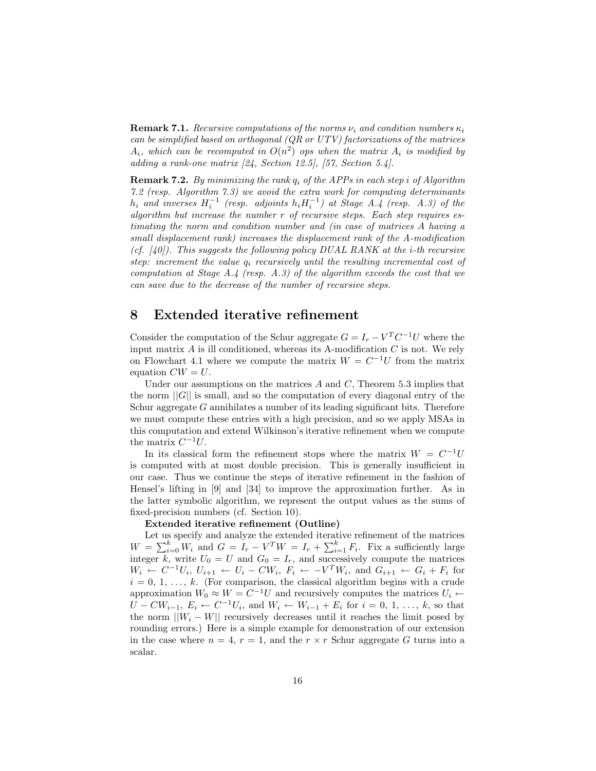**Remark 7.1.** *Recursive computations of the norms $\nu_i$ and condition numbers $\kappa_i$ can be simplified based on orthogonal (QR or UTV) factorizations of the matrices $A_i$, which can be recomputed in $O(n^2)$ ops when the matrix $A_i$ is modified by adding a rank-one matrix [24, Section 12.5], [57, Section 5.4].*

**Remark 7.2.** *By minimizing the rank $q_i$ of the APPs in each step $i$ of Algorithm 7.2 (resp. Algorithm 7.3) we avoid the extra work for computing determinants $h_i$ and inverses $H_i^{-1}$ (resp. adjoints $h_i H_i^{-1}$) at Stage A.4 (resp. A.3) of the algorithm but increase the number $r$ of recursive steps. Each step requires estimating the norm and condition number and (in case of matrices $A$ having a small displacement rank) increases the displacement rank of the A-modification (cf. [40]). This suggests the following policy DUAL RANK at the i-th recursive step: increment the value $q_i$ recursively until the resulting incremental cost of computation at Stage A.4 (resp. A.3) of the algorithm exceeds the cost that we can save due to the decrease of the number of recursive steps.*

# 8 Extended iterative refinement

Consider the computation of the Schur aggregate $G = I_r - V^T C^{-1} U$ where the input matrix $A$ is ill conditioned, whereas its A-modification $C$ is not. We rely on Flowchart 4.1 where we compute the matrix $W = C^{-1}U$ from the matrix equation $CW = U$.

Under our assumptions on the matrices $A$ and $C$, Theorem 5.3 implies that the norm $||G||$ is small, and so the computation of every diagonal entry of the Schur aggregate $G$ annihilates a number of its leading significant bits. Therefore we must compute these entries with a high precision, and so we apply MSAs in this computation and extend Wilkinson's iterative refinement when we compute the matrix $C^{-1}U$.

In its classical form the refinement stops where the matrix $W = C^{-1}U$ is computed with at most double precision. This is generally insufficient in our case. Thus we continue the steps of iterative refinement in the fashion of Hensel's lifting in [9] and [34] to improve the approximation further. As in the latter symbolic algorithm, we represent the output values as the sums of fixed-precision numbers (cf. Section 10).

**Extended iterative refinement (Outline)**

Let us specify and analyze the extended iterative refinement of the matrices $W = \sum_{i=0}^{k} W_i$ and $G = I_r - V^T W = I_r + \sum_{i=1}^{k} F_i$. Fix a sufficiently large integer $k$, write $U_0 = U$ and $G_0 = I_r$, and successively compute the matrices $W_i \leftarrow C^{-1}U_i$, $U_{i+1} \leftarrow U_i - CW_i$, $F_i \leftarrow -V^T W_i$, and $G_{i+1} \leftarrow G_i + F_i$ for $i = 0, 1, \ldots, k$. (For comparison, the classical algorithm begins with a crude approximation $W_0 \approx W = C^{-1}U$ and recursively computes the matrices $U_i \leftarrow U - CW_{i-1}$, $E_i \leftarrow C^{-1}U_i$, and $W_i \leftarrow W_{i-1} + E_i$ for $i = 0, 1, \ldots, k$, so that the norm $||W_i - W||$ recursively decreases until it reaches the limit posed by rounding errors.) Here is a simple example for demonstration of our extension in the case where $n = 4$, $r = 1$, and the $r \times r$ Schur aggregate $G$ turns into a scalar.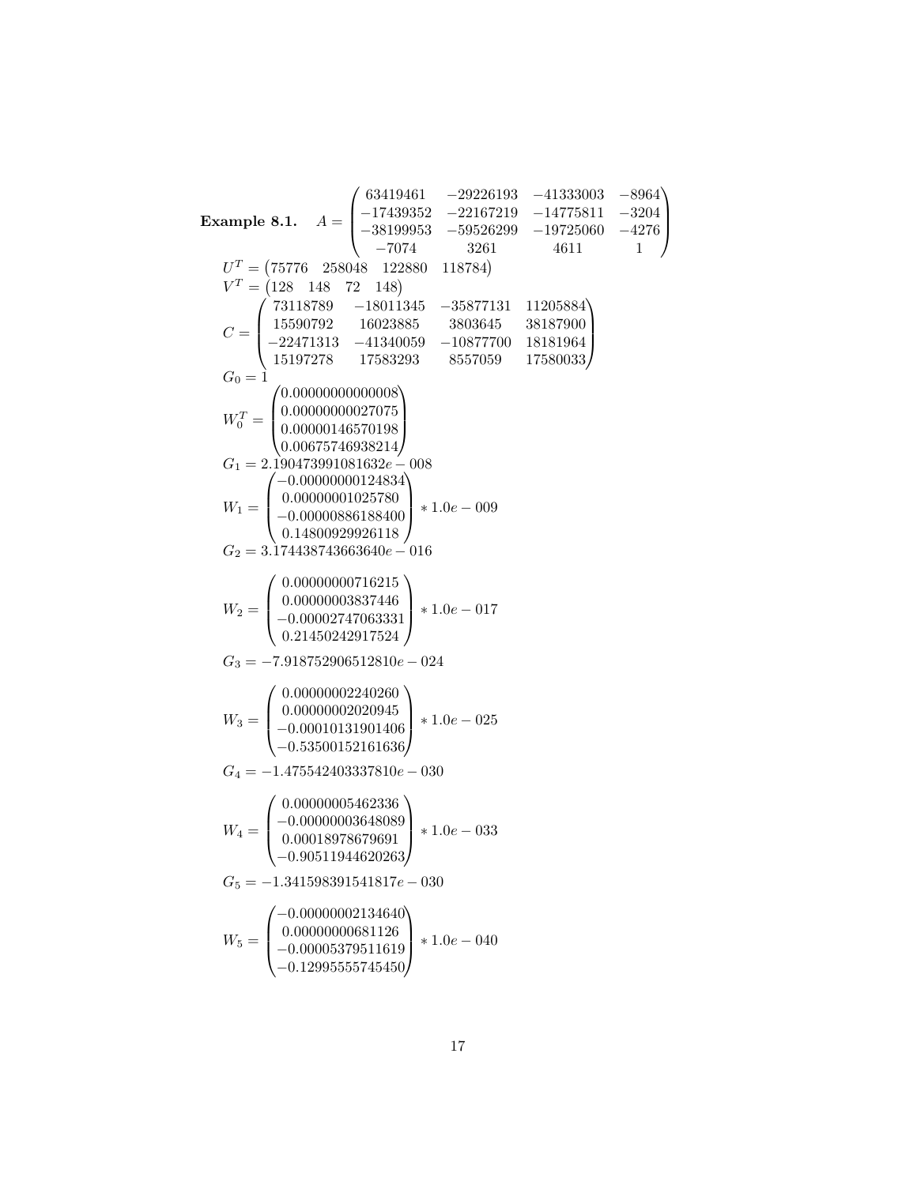**Example 8.1.** $A = \begin{pmatrix} 63419461 & -29226193 & -41333003 & -8964 \\ -17439352 & -22167219 & -14775811 & -3204 \\ -38199953 & -59526299 & -19725060 & -4276 \\ -7074 & 3261 & 4611 & 1 \end{pmatrix}$

$U^T = \begin{pmatrix} 75776 & 258048 & 122880 & 118784 \end{pmatrix}$

$V^T = \begin{pmatrix} 128 & 148 & 72 & 148 \end{pmatrix}$

$C = \begin{pmatrix} 73118789 & -18011345 & -35877131 & 11205884 \\ 15590792 & 16023885 & 3803645 & 38187900 \\ -22471313 & -41340059 & -10877700 & 18181964 \\ 15197278 & 17583293 & 8557059 & 17580033 \end{pmatrix}$

$G_0 = 1$

$W_0^T = \begin{pmatrix} 0.00000000000008 \\ 0.00000000027075 \\ 0.00000146570198 \\ 0.00675746938214 \end{pmatrix}$

$G_1 = 2.190473991081632e-008$

$W_1 = \begin{pmatrix} -0.00000000124834 \\ 0.00000001025780 \\ -0.00000886188400 \\ 0.14800929926118 \end{pmatrix} * 1.0e-009$

$G_2 = 3.174438743663640e-016$

$W_2 = \begin{pmatrix} 0.00000000716215 \\ 0.00000003837446 \\ -0.00002747063331 \\ 0.21450242917524 \end{pmatrix} * 1.0e-017$

$G_3 = -7.918752906512810e-024$

$W_3 = \begin{pmatrix} 0.00000002240260 \\ 0.00000002020945 \\ -0.00010131901406 \\ -0.53500152161636 \end{pmatrix} * 1.0e-025$

$G_4 = -1.475542403337810e-030$

$W_4 = \begin{pmatrix} 0.00000005462336 \\ -0.00000003648089 \\ 0.00018978679691 \\ -0.90511944620263 \end{pmatrix} * 1.0e-033$

$G_5 = -1.341598391541817e-030$

$W_5 = \begin{pmatrix} -0.00000002134640 \\ 0.00000000681126 \\ -0.00005379511619 \\ -0.12995555745450 \end{pmatrix} * 1.0e-040$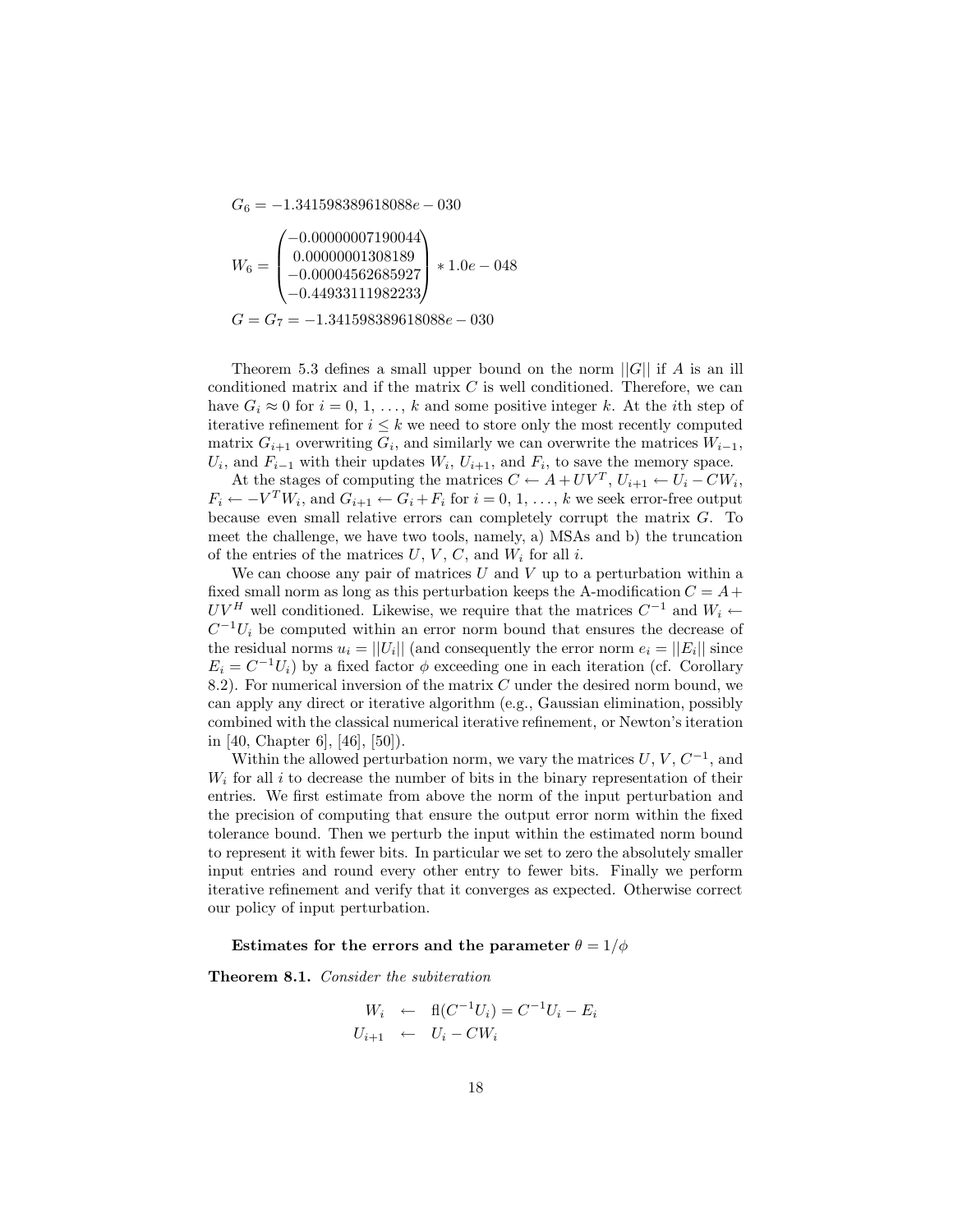$G_6 = -1.341598389618088e-030$

$$W_6 = \begin{pmatrix} -0.00000007190044 \\ 0.00000001308189 \\ -0.00004562685927 \\ -0.44933111982233 \end{pmatrix} * 1.0e-048$$

$G = G_7 = -1.341598389618088e-030$

Theorem 5.3 defines a small upper bound on the norm $||G||$ if $A$ is an ill conditioned matrix and if the matrix $C$ is well conditioned. Therefore, we can have $G_i \approx 0$ for $i = 0, 1, \ldots, k$ and some positive integer $k$. At the $i$th step of iterative refinement for $i \leq k$ we need to store only the most recently computed matrix $G_{i+1}$ overwriting $G_i$, and similarly we can overwrite the matrices $W_{i-1}$, $U_i$, and $F_{i-1}$ with their updates $W_i$, $U_{i+1}$, and $F_i$, to save the memory space.

At the stages of computing the matrices $C \leftarrow A + UV^T$, $U_{i+1} \leftarrow U_i - CW_i$, $F_i \leftarrow -V^T W_i$, and $G_{i+1} \leftarrow G_i + F_i$ for $i = 0, 1, \ldots, k$ we seek error-free output because even small relative errors can completely corrupt the matrix $G$. To meet the challenge, we have two tools, namely, a) MSAs and b) the truncation of the entries of the matrices $U$, $V$, $C$, and $W_i$ for all $i$.

We can choose any pair of matrices $U$ and $V$ up to a perturbation within a fixed small norm as long as this perturbation keeps the A-modification $C = A + UV^H$ well conditioned. Likewise, we require that the matrices $C^{-1}$ and $W_i \leftarrow C^{-1}U_i$ be computed within an error norm bound that ensures the decrease of the residual norms $u_i = ||U_i||$ (and consequently the error norm $e_i = ||E_i||$ since $E_i = C^{-1}U_i$) by a fixed factor $\phi$ exceeding one in each iteration (cf. Corollary 8.2). For numerical inversion of the matrix $C$ under the desired norm bound, we can apply any direct or iterative algorithm (e.g., Gaussian elimination, possibly combined with the classical numerical iterative refinement, or Newton's iteration in [40, Chapter 6], [46], [50]).

Within the allowed perturbation norm, we vary the matrices $U$, $V$, $C^{-1}$, and $W_i$ for all $i$ to decrease the number of bits in the binary representation of their entries. We first estimate from above the norm of the input perturbation and the precision of computing that ensure the output error norm within the fixed tolerance bound. Then we perturb the input within the estimated norm bound to represent it with fewer bits. In particular we set to zero the absolutely smaller input entries and round every other entry to fewer bits. Finally we perform iterative refinement and verify that it converges as expected. Otherwise correct our policy of input perturbation.

**Estimates for the errors and the parameter $\theta = 1/\phi$**

**Theorem 8.1.** *Consider the subiteration*

$$\begin{aligned} W_i &\leftarrow \mathrm{fl}(C^{-1}U_i) = C^{-1}U_i - E_i \\ U_{i+1} &\leftarrow U_i - CW_i \end{aligned}$$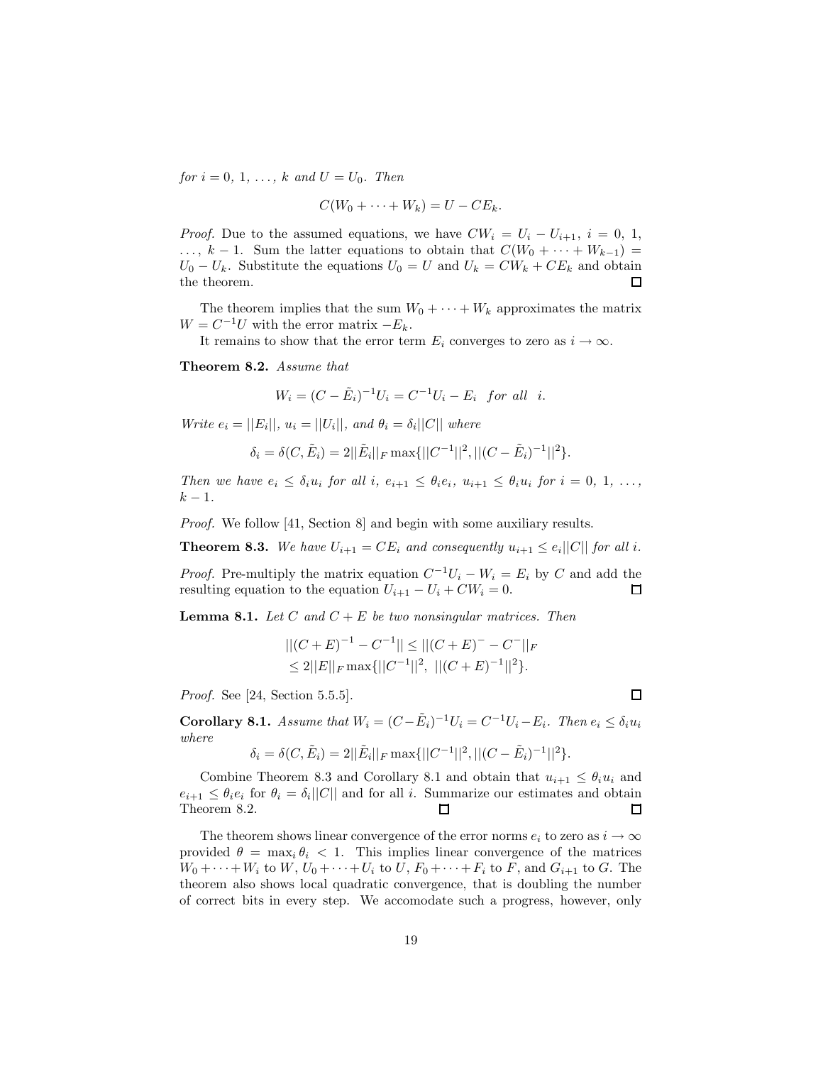*for $i = 0,\ 1,\ \ldots,\ k$ and $U = U_0$. Then*

$$C(W_0 + \cdots + W_k) = U - CE_k.$$

*Proof.* Due to the assumed equations, we have $CW_i = U_i - U_{i+1},\ i = 0,\ 1,\ \ldots,\ k-1$. Sum the latter equations to obtain that $C(W_0 + \cdots + W_{k-1}) = U_0 - U_k$. Substitute the equations $U_0 = U$ and $U_k = CW_k + CE_k$ and obtain the theorem. □

The theorem implies that the sum $W_0 + \cdots + W_k$ approximates the matrix $W = C^{-1}U$ with the error matrix $-E_k$.

It remains to show that the error term $E_i$ converges to zero as $i \to \infty$.

**Theorem 8.2.** *Assume that*

$$W_i = (C - \tilde{E}_i)^{-1}U_i = C^{-1}U_i - E_i \quad \textit{for all} \quad i.$$

*Write $e_i = ||E_i||$, $u_i = ||U_i||$, and $\theta_i = \delta_i||C||$ where*

$$\delta_i = \delta(C, \tilde{E}_i) = 2||\tilde{E}_i||_F \max\{||C^{-1}||^2, ||(C - \tilde{E}_i)^{-1}||^2\}.$$

*Then we have $e_i \le \delta_i u_i$ for all $i$, $e_{i+1} \le \theta_i e_i$, $u_{i+1} \le \theta_i u_i$ for $i = 0,\ 1,\ \ldots,\ k-1$.*

*Proof.* We follow [41, Section 8] and begin with some auxiliary results.

**Theorem 8.3.** *We have $U_{i+1} = CE_i$ and consequently $u_{i+1} \le e_i||C||$ for all $i$.*

*Proof.* Pre-multiply the matrix equation $C^{-1}U_i - W_i = E_i$ by $C$ and add the resulting equation to the equation $U_{i+1} - U_i + CW_i = 0$. □

**Lemma 8.1.** *Let $C$ and $C + E$ be two nonsingular matrices. Then*

$$\begin{aligned}||(C+E)^{-1} - C^{-1}|| &\le ||(C+E)^{-} - C^{-}||_F \\ &\le 2||E||_F \max\{||C^{-1}||^2,\ ||(C+E)^{-1}||^2\}.\end{aligned}$$

*Proof.* See [24, Section 5.5.5]. □

**Corollary 8.1.** *Assume that $W_i = (C - \tilde{E}_i)^{-1}U_i = C^{-1}U_i - E_i$. Then $e_i \le \delta_i u_i$ where*

$$\delta_i = \delta(C, \tilde{E}_i) = 2||\tilde{E}_i||_F \max\{||C^{-1}||^2, ||(C - \tilde{E}_i)^{-1}||^2\}.$$

Combine Theorem 8.3 and Corollary 8.1 and obtain that $u_{i+1} \le \theta_i u_i$ and $e_{i+1} \le \theta_i e_i$ for $\theta_i = \delta_i||C||$ and for all $i$. Summarize our estimates and obtain Theorem 8.2. □ □

The theorem shows linear convergence of the error norms $e_i$ to zero as $i \to \infty$ provided $\theta = \max_i \theta_i < 1$. This implies linear convergence of the matrices $W_0 + \cdots + W_i$ to $W$, $U_0 + \cdots + U_i$ to $U$, $F_0 + \cdots + F_i$ to $F$, and $G_{i+1}$ to $G$. The theorem also shows local quadratic convergence, that is doubling the number of correct bits in every step. We accomodate such a progress, however, only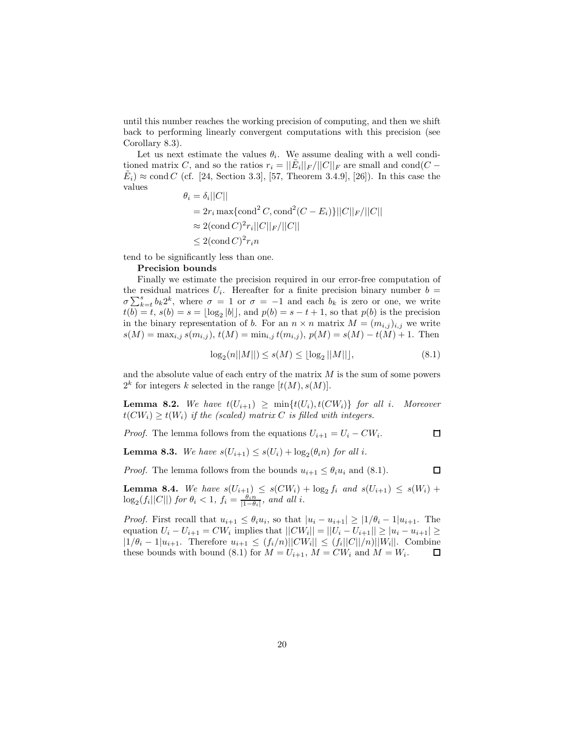until this number reaches the working precision of computing, and then we shift back to performing linearly convergent computations with this precision (see Corollary 8.3).

Let us next estimate the values $\theta_i$. We assume dealing with a well conditioned matrix $C$, and so the ratios $r_i = ||\tilde{E}_i||_F/||C||_F$ are small and $\mathrm{cond}(C - \tilde{E}_i) \approx \mathrm{cond}\, C$ (cf. [24, Section 3.3], [57, Theorem 3.4.9], [26]). In this case the values

$$\begin{aligned}
\theta_i &= \delta_i ||C|| \\
&= 2r_i \max\{\mathrm{cond}^2 C, \mathrm{cond}^2(C - E_i)\}||C||_F/||C|| \\
&\approx 2(\mathrm{cond}\, C)^2 r_i ||C||_F/||C|| \\
&\leq 2(\mathrm{cond}\, C)^2 r_i n
\end{aligned}$$

tend to be significantly less than one.

**Precision bounds**

Finally we estimate the precision required in our error-free computation of the residual matrices $U_i$. Hereafter for a finite precision binary number $b = \sigma \sum_{k=t}^{s} b_k 2^k$, where $\sigma = 1$ or $\sigma = -1$ and each $b_k$ is zero or one, we write $t(b) = t$, $s(b) = s = \lfloor \log_2 |b| \rfloor$, and $p(b) = s - t + 1$, so that $p(b)$ is the precision in the binary representation of $b$. For an $n \times n$ matrix $M = (m_{i,j})_{i,j}$ we write $s(M) = \max_{i,j} s(m_{i,j})$, $t(M) = \min_{i,j} t(m_{i,j})$, $p(M) = s(M) - t(M) + 1$. Then

$$\log_2(n||M||) \leq s(M) \leq \lfloor \log_2 ||M|| \rfloor, \tag{8.1}$$

and the absolute value of each entry of the matrix $M$ is the sum of some powers $2^k$ for integers $k$ selected in the range $[t(M), s(M)]$.

**Lemma 8.2.** *We have $t(U_{i+1}) \geq \min\{t(U_i), t(CW_i)\}$ for all $i$. Moreover $t(CW_i) \geq t(W_i)$ if the (scaled) matrix $C$ is filled with integers.*

*Proof.* The lemma follows from the equations $U_{i+1} = U_i - CW_i$. $\square$

**Lemma 8.3.** *We have $s(U_{i+1}) \leq s(U_i) + \log_2(\theta_i n)$ for all $i$.*

*Proof.* The lemma follows from the bounds $u_{i+1} \leq \theta_i u_i$ and (8.1). $\square$

**Lemma 8.4.** *We have $s(U_{i+1}) \leq s(CW_i) + \log_2 f_i$ and $s(U_{i+1}) \leq s(W_i) + \log_2(f_i||C||)$ for $\theta_i < 1$, $f_i = \frac{\theta_i n}{|1-\theta_i|}$, and all $i$.*

*Proof.* First recall that $u_{i+1} \leq \theta_i u_i$, so that $|u_i - u_{i+1}| \geq |1/\theta_i - 1|u_{i+1}$. The equation $U_i - U_{i+1} = CW_i$ implies that $||CW_i|| = ||U_i - U_{i+1}|| \geq |u_i - u_{i+1}| \geq |1/\theta_i - 1|u_{i+1}$. Therefore $u_{i+1} \leq (f_i/n)||CW_i|| \leq (f_i||C||/n)||W_i||$. Combine these bounds with bound (8.1) for $M = U_{i+1}$, $M = CW_i$ and $M = W_i$. $\square$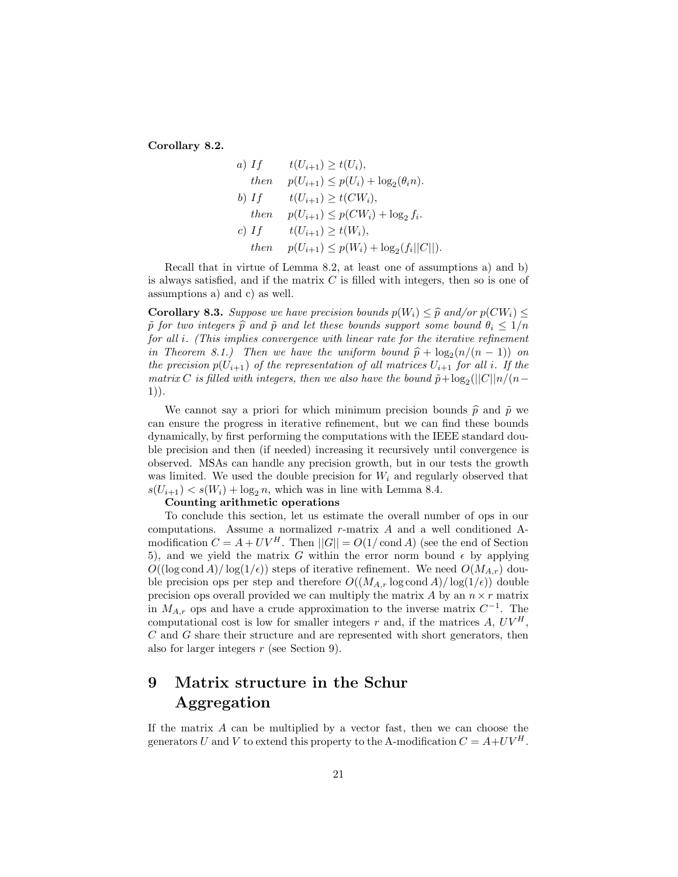**Corollary 8.2.**

$$
\begin{aligned}
&a)\ If && t(U_{i+1}) \geq t(U_i),\\
&\quad then && p(U_{i+1}) \leq p(U_i) + \log_2(\theta_i n).\\
&b)\ If && t(U_{i+1}) \geq t(CW_i),\\
&\quad then && p(U_{i+1}) \leq p(CW_i) + \log_2 f_i.\\
&c)\ If && t(U_{i+1}) \geq t(W_i),\\
&\quad then && p(U_{i+1}) \leq p(W_i) + \log_2(f_i||C||).
\end{aligned}
$$

Recall that in virtue of Lemma 8.2, at least one of assumptions a) and b) is always satisfied, and if the matrix $C$ is filled with integers, then so is one of assumptions a) and c) as well.

**Corollary 8.3.** *Suppose we have precision bounds $p(W_i) \leq \widehat{p}$ and/or $p(CW_i) \leq \tilde{p}$ for two integers $\widehat{p}$ and $\tilde{p}$ and let these bounds support some bound $\theta_i \leq 1/n$ for all $i$. (This implies convergence with linear rate for the iterative refinement in Theorem 8.1.) Then we have the uniform bound $\widehat{p} + \log_2(n/(n-1))$ on the precision $p(U_{i+1})$ of the representation of all matrices $U_{i+1}$ for all $i$. If the matrix $C$ is filled with integers, then we also have the bound $\tilde{p}+\log_2(||C||n/(n-1))$.*

We cannot say a priori for which minimum precision bounds $\widehat{p}$ and $\tilde{p}$ we can ensure the progress in iterative refinement, but we can find these bounds dynamically, by first performing the computations with the IEEE standard double precision and then (if needed) increasing it recursively until convergence is observed. MSAs can handle any precision growth, but in our tests the growth was limited. We used the double precision for $W_i$ and regularly observed that $s(U_{i+1}) < s(W_i) + \log_2 n$, which was in line with Lemma 8.4.

**Counting arithmetic operations**

To conclude this section, let us estimate the overall number of ops in our computations. Assume a normalized $r$-matrix $A$ and a well conditioned A-modification $C = A + UV^H$. Then $||G|| = O(1/\operatorname{cond} A)$ (see the end of Section 5), and we yield the matrix $G$ within the error norm bound $\epsilon$ by applying $O((\log \operatorname{cond} A)/\log(1/\epsilon))$ steps of iterative refinement. We need $O(M_{A,r})$ double precision ops per step and therefore $O((M_{A,r} \log \operatorname{cond} A)/\log(1/\epsilon))$ double precision ops overall provided we can multiply the matrix $A$ by an $n \times r$ matrix in $M_{A,r}$ ops and have a crude approximation to the inverse matrix $C^{-1}$. The computational cost is low for smaller integers $r$ and, if the matrices $A$, $UV^H$, $C$ and $G$ share their structure and are represented with short generators, then also for larger integers $r$ (see Section 9).

# 9 Matrix structure in the Schur Aggregation

If the matrix $A$ can be multiplied by a vector fast, then we can choose the generators $U$ and $V$ to extend this property to the A-modification $C = A+UV^H$.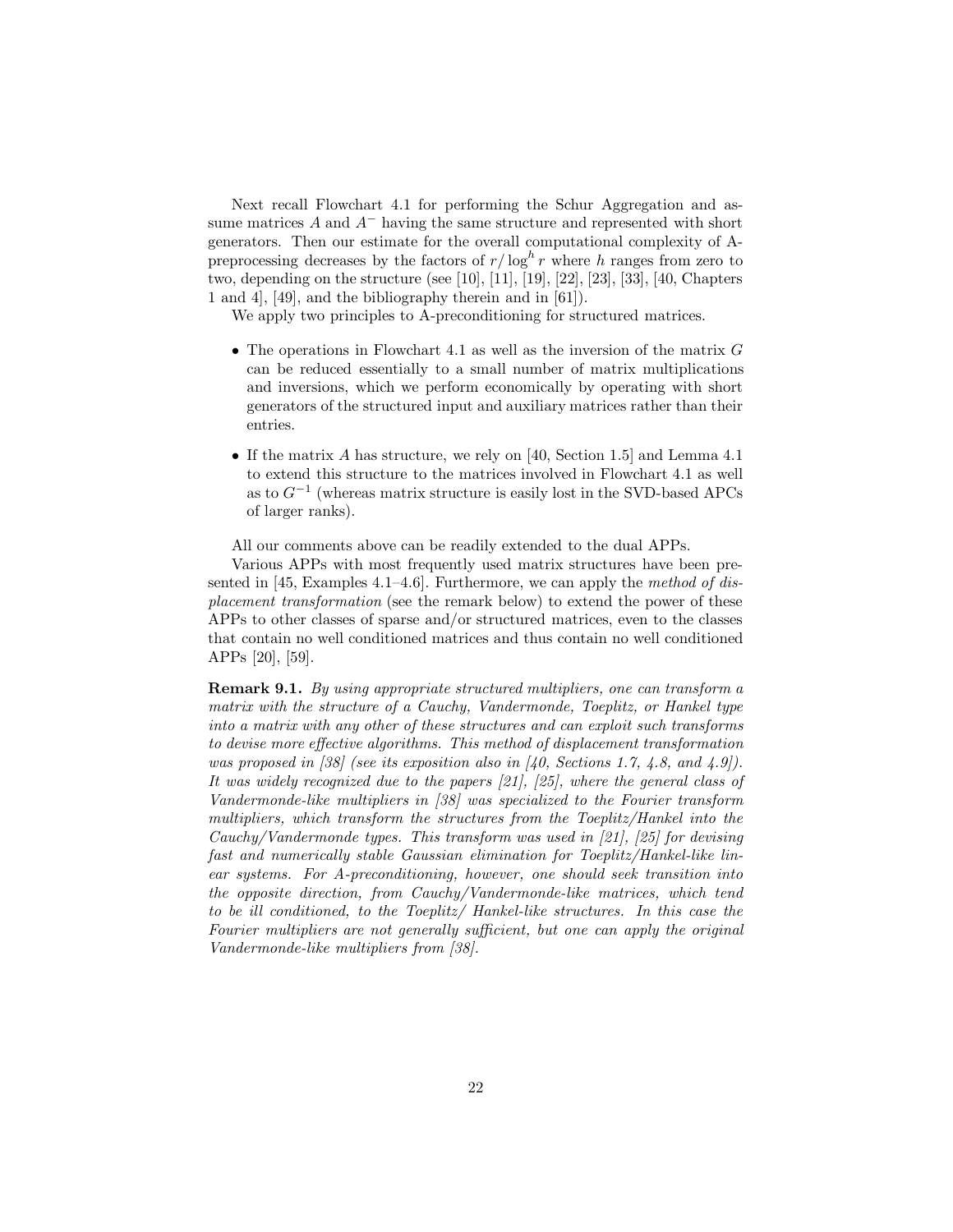Next recall Flowchart 4.1 for performing the Schur Aggregation and assume matrices $A$ and $A^-$ having the same structure and represented with short generators. Then our estimate for the overall computational complexity of A-preprocessing decreases by the factors of $r/\log^h r$ where $h$ ranges from zero to two, depending on the structure (see [10], [11], [19], [22], [23], [33], [40, Chapters 1 and 4], [49], and the bibliography therein and in [61]).

We apply two principles to A-preconditioning for structured matrices.

- The operations in Flowchart 4.1 as well as the inversion of the matrix $G$ can be reduced essentially to a small number of matrix multiplications and inversions, which we perform economically by operating with short generators of the structured input and auxiliary matrices rather than their entries.
- If the matrix $A$ has structure, we rely on [40, Section 1.5] and Lemma 4.1 to extend this structure to the matrices involved in Flowchart 4.1 as well as to $G^{-1}$ (whereas matrix structure is easily lost in the SVD-based APCs of larger ranks).

All our comments above can be readily extended to the dual APPs.

Various APPs with most frequently used matrix structures have been presented in [45, Examples 4.1–4.6]. Furthermore, we can apply the *method of displacement transformation* (see the remark below) to extend the power of these APPs to other classes of sparse and/or structured matrices, even to the classes that contain no well conditioned matrices and thus contain no well conditioned APPs [20], [59].

**Remark 9.1.** *By using appropriate structured multipliers, one can transform a matrix with the structure of a Cauchy, Vandermonde, Toeplitz, or Hankel type into a matrix with any other of these structures and can exploit such transforms to devise more effective algorithms. This method of displacement transformation was proposed in [38] (see its exposition also in [40, Sections 1.7, 4.8, and 4.9]). It was widely recognized due to the papers [21], [25], where the general class of Vandermonde-like multipliers in [38] was specialized to the Fourier transform multipliers, which transform the structures from the Toeplitz/Hankel into the Cauchy/Vandermonde types. This transform was used in [21], [25] for devising fast and numerically stable Gaussian elimination for Toeplitz/Hankel-like linear systems. For A-preconditioning, however, one should seek transition into the opposite direction, from Cauchy/Vandermonde-like matrices, which tend to be ill conditioned, to the Toeplitz/ Hankel-like structures. In this case the Fourier multipliers are not generally sufficient, but one can apply the original Vandermonde-like multipliers from [38].*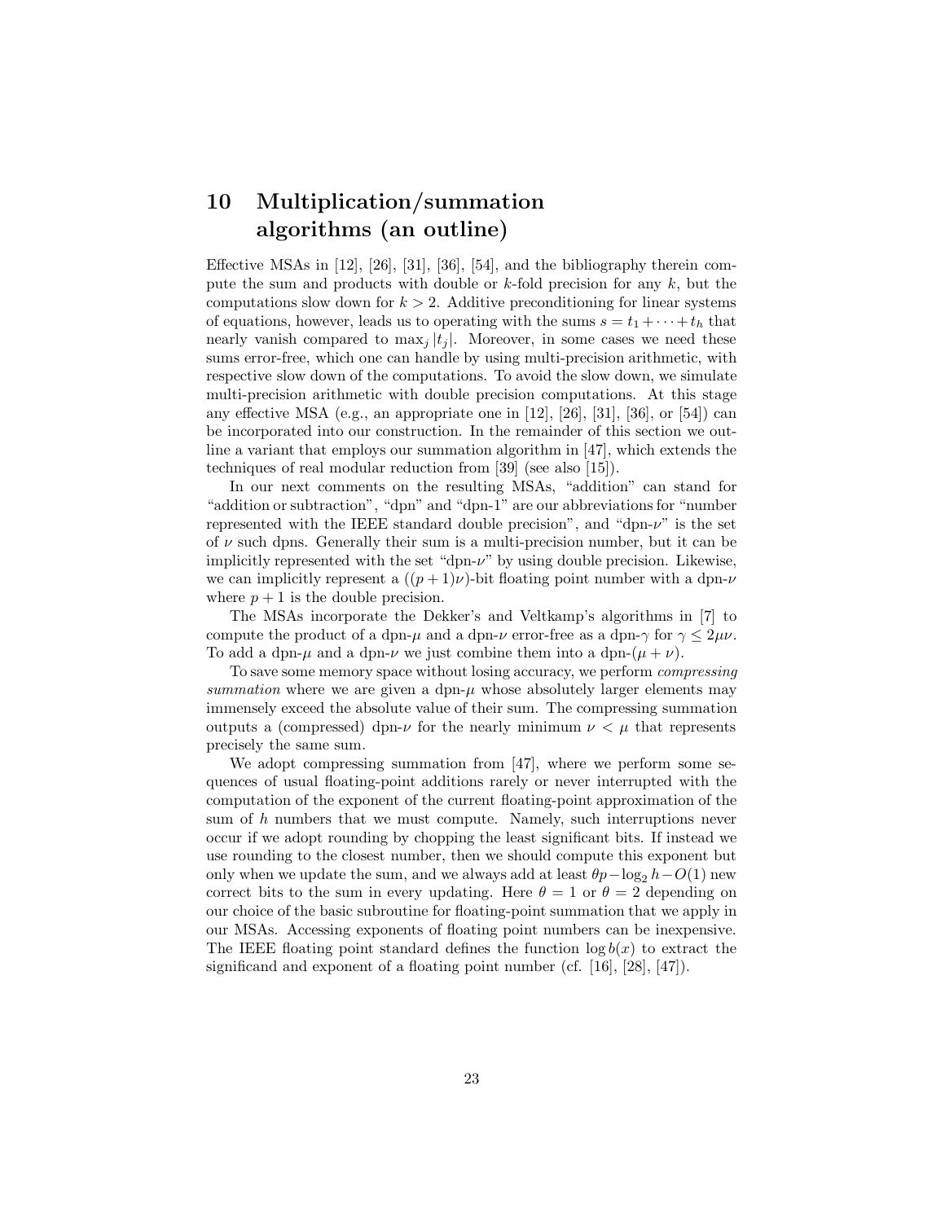# 10 Multiplication/summation algorithms (an outline)

Effective MSAs in [12], [26], [31], [36], [54], and the bibliography therein compute the sum and products with double or $k$-fold precision for any $k$, but the computations slow down for $k > 2$. Additive preconditioning for linear systems of equations, however, leads us to operating with the sums $s = t_1 + \cdots + t_h$ that nearly vanish compared to $\max_j |t_j|$. Moreover, in some cases we need these sums error-free, which one can handle by using multi-precision arithmetic, with respective slow down of the computations. To avoid the slow down, we simulate multi-precision arithmetic with double precision computations. At this stage any effective MSA (e.g., an appropriate one in [12], [26], [31], [36], or [54]) can be incorporated into our construction. In the remainder of this section we outline a variant that employs our summation algorithm in [47], which extends the techniques of real modular reduction from [39] (see also [15]).

In our next comments on the resulting MSAs, "addition" can stand for "addition or subtraction", "dpn" and "dpn-1" are our abbreviations for "number represented with the IEEE standard double precision", and "dpn-$\nu$" is the set of $\nu$ such dpns. Generally their sum is a multi-precision number, but it can be implicitly represented with the set "dpn-$\nu$" by using double precision. Likewise, we can implicitly represent a $((p+1)\nu)$-bit floating point number with a dpn-$\nu$ where $p + 1$ is the double precision.

The MSAs incorporate the Dekker's and Veltkamp's algorithms in [7] to compute the product of a dpn-$\mu$ and a dpn-$\nu$ error-free as a dpn-$\gamma$ for $\gamma \leq 2\mu\nu$. To add a dpn-$\mu$ and a dpn-$\nu$ we just combine them into a dpn-$(\mu + \nu)$.

To save some memory space without losing accuracy, we perform *compressing summation* where we are given a dpn-$\mu$ whose absolutely larger elements may immensely exceed the absolute value of their sum. The compressing summation outputs a (compressed) dpn-$\nu$ for the nearly minimum $\nu < \mu$ that represents precisely the same sum.

We adopt compressing summation from [47], where we perform some sequences of usual floating-point additions rarely or never interrupted with the computation of the exponent of the current floating-point approximation of the sum of $h$ numbers that we must compute. Namely, such interruptions never occur if we adopt rounding by chopping the least significant bits. If instead we use rounding to the closest number, then we should compute this exponent but only when we update the sum, and we always add at least $\theta p - \log_2 h - O(1)$ new correct bits to the sum in every updating. Here $\theta = 1$ or $\theta = 2$ depending on our choice of the basic subroutine for floating-point summation that we apply in our MSAs. Accessing exponents of floating point numbers can be inexpensive. The IEEE floating point standard defines the function $\log b(x)$ to extract the significand and exponent of a floating point number (cf. [16], [28], [47]).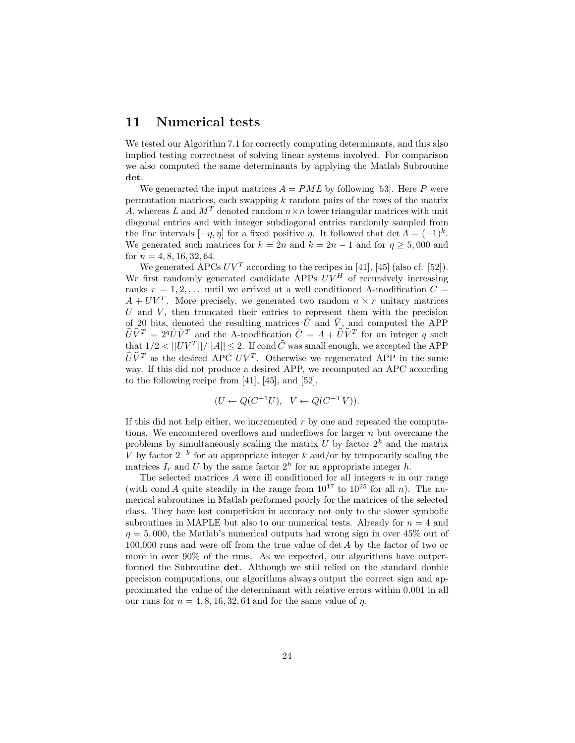# 11 Numerical tests

We tested our Algorithm 7.1 for correctly computing determinants, and this also implied testing correctness of solving linear systems involved. For comparison we also computed the same determinants by applying the Matlab Subroutine **det**.

We generarted the input matrices $A = PML$ by following [53]. Here $P$ were permutation matrices, each swapping $k$ random pairs of the rows of the matrix $A$, whereas $L$ and $M^T$ denoted random $n \times n$ lower triangular matrices with unit diagonal entries and with integer subdiagonal entries randomly sampled from the line intervals $[-\eta, \eta]$ for a fixed positive $\eta$. It followed that $\det A = (-1)^k$. We generated such matrices for $k = 2n$ and $k = 2n - 1$ and for $\eta \geq 5,000$ and for $n = 4, 8, 16, 32, 64$.

We generated APCs $UV^T$ according to the recipes in [41], [45] (also cf. [52]). We first randomly generated candidate APPs $UV^H$ of recursively increasing ranks $r = 1, 2, \ldots$ until we arrived at a well conditioned A-modification $C = A + UV^T$. More precisely, we generated two random $n \times r$ unitary matrices $U$ and $V$, then truncated their entries to represent them with the precision of 20 bits, denoted the resulting matrices $\tilde{U}$ and $\tilde{V}$, and computed the APP $\widehat{U}\widehat{V}^T = 2^q \tilde{U}\tilde{V}^T$ and the A-modification $\tilde{C} = A + \widehat{U}\widehat{V}^T$ for an integer $q$ such that $1/2 < ||UV^T||/||A|| \leq 2$. If $\operatorname{cond} \tilde{C}$ was small enough, we accepted the APP $\widehat{U}\widehat{V}^T$ as the desired APC $UV^T$. Otherwise we regenerated APP in the same way. If this did not produce a desired APP, we recomputed an APC according to the following recipe from [41], [45], and [52],

$$(U \leftarrow Q(C^{-1}U), \quad V \leftarrow Q(C^{-T}V)).$$

If this did not help either, we incremented $r$ by one and repeated the computations. We encountered overflows and underflows for larger $n$ but overcame the problems by simultaneously scaling the matrix $U$ by factor $2^k$ and the matrix $V$ by factor $2^{-k}$ for an appropriate integer $k$ and/or by temporarily scaling the matrices $I_r$ and $U$ by the same factor $2^h$ for an appropriate integer $h$.

The selected matrices $A$ were ill conditioned for all integers $n$ in our range (with $\operatorname{cond} A$ quite steadily in the range from $10^{17}$ to $10^{25}$ for all $n$). The numerical subroutines in Matlab performed poorly for the matrices of the selected class. They have lost competition in accuracy not only to the slower symbolic subroutines in MAPLE but also to our numerical tests. Already for $n = 4$ and $\eta = 5,000$, the Matlab's numerical outputs had wrong sign in over 45% out of 100,000 runs and were off from the true value of $\det A$ by the factor of two or more in over 90% of the runs. As we expected, our algorithms have outperformed the Subroutine **det**. Although we still relied on the standard double precision computations, our algorithms always output the correct sign and approximated the value of the determinant with relative errors within 0.001 in all our runs for $n = 4, 8, 16, 32, 64$ and for the same value of $\eta$.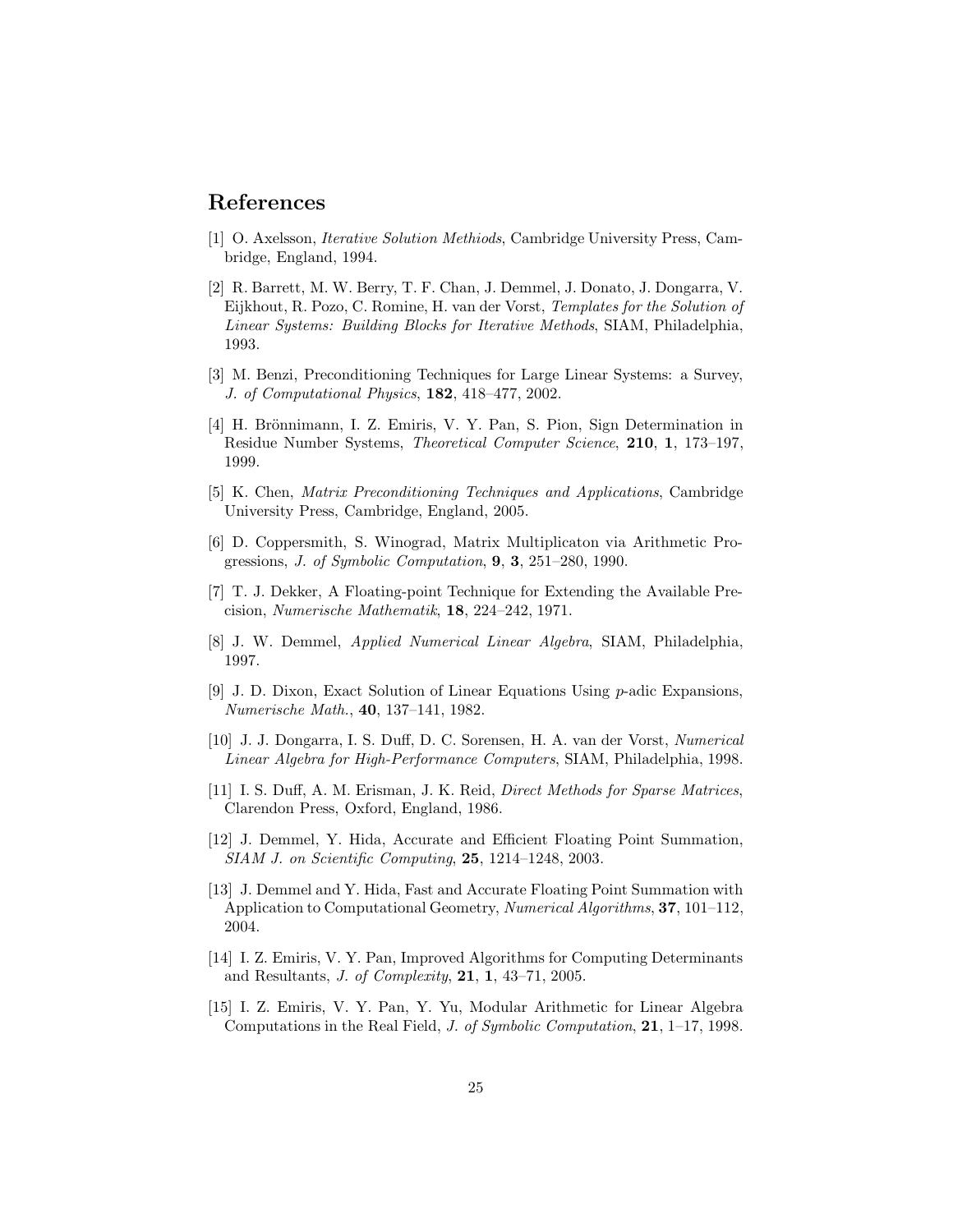## References

[1] O. Axelsson, *Iterative Solution Methiods*, Cambridge University Press, Cambridge, England, 1994.

[2] R. Barrett, M. W. Berry, T. F. Chan, J. Demmel, J. Donato, J. Dongarra, V. Eijkhout, R. Pozo, C. Romine, H. van der Vorst, *Templates for the Solution of Linear Systems: Building Blocks for Iterative Methods*, SIAM, Philadelphia, 1993.

[3] M. Benzi, Preconditioning Techniques for Large Linear Systems: a Survey, *J. of Computational Physics*, **182**, 418–477, 2002.

[4] H. Brönnimann, I. Z. Emiris, V. Y. Pan, S. Pion, Sign Determination in Residue Number Systems, *Theoretical Computer Science*, **210**, **1**, 173–197, 1999.

[5] K. Chen, *Matrix Preconditioning Techniques and Applications*, Cambridge University Press, Cambridge, England, 2005.

[6] D. Coppersmith, S. Winograd, Matrix Multiplicaton via Arithmetic Progressions, *J. of Symbolic Computation*, **9**, **3**, 251–280, 1990.

[7] T. J. Dekker, A Floating-point Technique for Extending the Available Precision, *Numerische Mathematik*, **18**, 224–242, 1971.

[8] J. W. Demmel, *Applied Numerical Linear Algebra*, SIAM, Philadelphia, 1997.

[9] J. D. Dixon, Exact Solution of Linear Equations Using $p$-adic Expansions, *Numerische Math.*, **40**, 137–141, 1982.

[10] J. J. Dongarra, I. S. Duff, D. C. Sorensen, H. A. van der Vorst, *Numerical Linear Algebra for High-Performance Computers*, SIAM, Philadelphia, 1998.

[11] I. S. Duff, A. M. Erisman, J. K. Reid, *Direct Methods for Sparse Matrices*, Clarendon Press, Oxford, England, 1986.

[12] J. Demmel, Y. Hida, Accurate and Efficient Floating Point Summation, *SIAM J. on Scientific Computing*, **25**, 1214–1248, 2003.

[13] J. Demmel and Y. Hida, Fast and Accurate Floating Point Summation with Application to Computational Geometry, *Numerical Algorithms*, **37**, 101–112, 2004.

[14] I. Z. Emiris, V. Y. Pan, Improved Algorithms for Computing Determinants and Resultants, *J. of Complexity*, **21**, **1**, 43–71, 2005.

[15] I. Z. Emiris, V. Y. Pan, Y. Yu, Modular Arithmetic for Linear Algebra Computations in the Real Field, *J. of Symbolic Computation*, **21**, 1–17, 1998.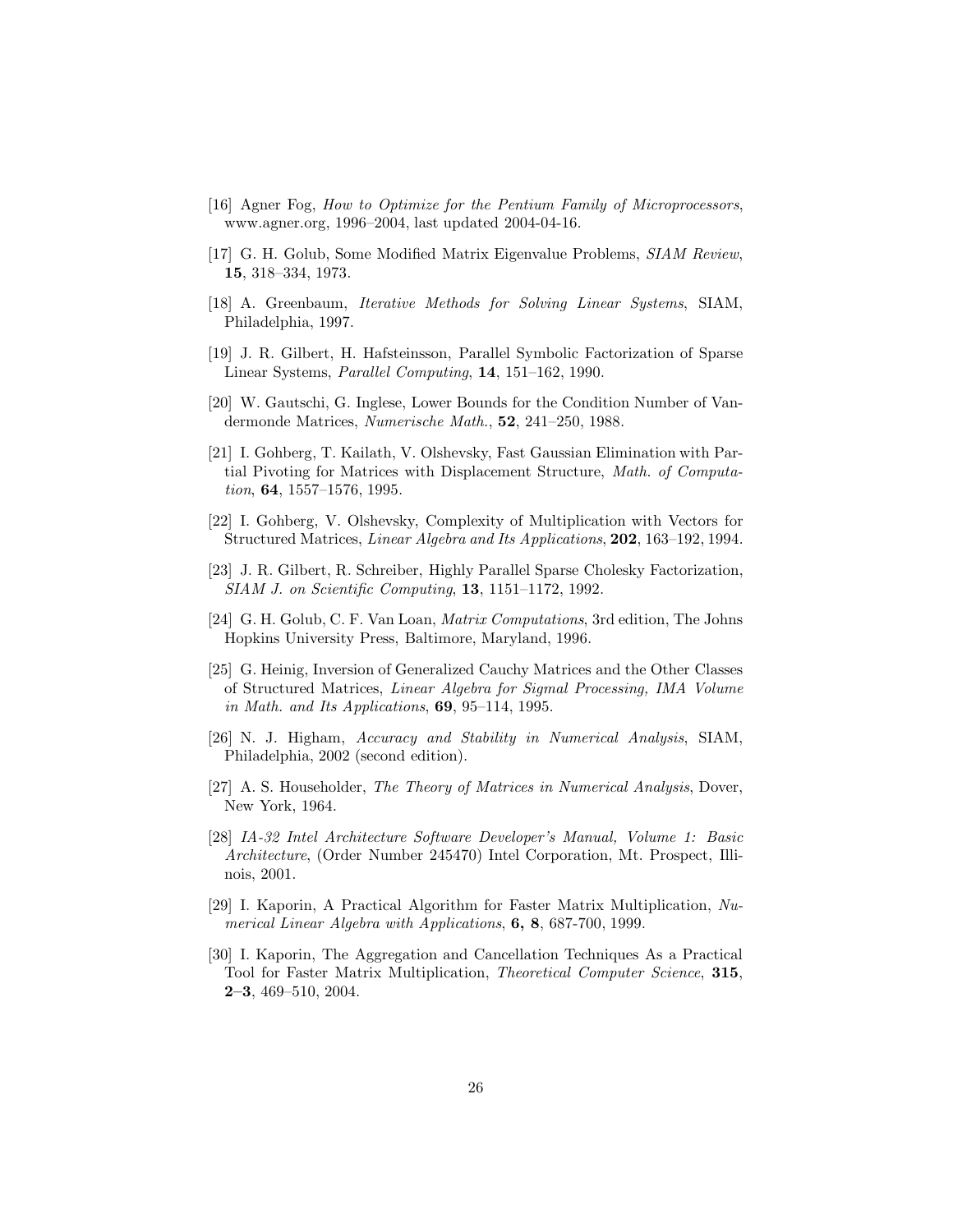[16] Agner Fog, *How to Optimize for the Pentium Family of Microprocessors*, www.agner.org, 1996–2004, last updated 2004-04-16.

[17] G. H. Golub, Some Modified Matrix Eigenvalue Problems, *SIAM Review*, **15**, 318–334, 1973.

[18] A. Greenbaum, *Iterative Methods for Solving Linear Systems*, SIAM, Philadelphia, 1997.

[19] J. R. Gilbert, H. Hafsteinsson, Parallel Symbolic Factorization of Sparse Linear Systems, *Parallel Computing*, **14**, 151–162, 1990.

[20] W. Gautschi, G. Inglese, Lower Bounds for the Condition Number of Vandermonde Matrices, *Numerische Math.*, **52**, 241–250, 1988.

[21] I. Gohberg, T. Kailath, V. Olshevsky, Fast Gaussian Elimination with Partial Pivoting for Matrices with Displacement Structure, *Math. of Computation*, **64**, 1557–1576, 1995.

[22] I. Gohberg, V. Olshevsky, Complexity of Multiplication with Vectors for Structured Matrices, *Linear Algebra and Its Applications*, **202**, 163–192, 1994.

[23] J. R. Gilbert, R. Schreiber, Highly Parallel Sparse Cholesky Factorization, *SIAM J. on Scientific Computing*, **13**, 1151–1172, 1992.

[24] G. H. Golub, C. F. Van Loan, *Matrix Computations*, 3rd edition, The Johns Hopkins University Press, Baltimore, Maryland, 1996.

[25] G. Heinig, Inversion of Generalized Cauchy Matrices and the Other Classes of Structured Matrices, *Linear Algebra for Sigmal Processing, IMA Volume in Math. and Its Applications*, **69**, 95–114, 1995.

[26] N. J. Higham, *Accuracy and Stability in Numerical Analysis*, SIAM, Philadelphia, 2002 (second edition).

[27] A. S. Householder, *The Theory of Matrices in Numerical Analysis*, Dover, New York, 1964.

[28] *IA-32 Intel Architecture Software Developer's Manual, Volume 1: Basic Architecture*, (Order Number 245470) Intel Corporation, Mt. Prospect, Illinois, 2001.

[29] I. Kaporin, A Practical Algorithm for Faster Matrix Multiplication, *Numerical Linear Algebra with Applications*, **6, 8**, 687-700, 1999.

[30] I. Kaporin, The Aggregation and Cancellation Techniques As a Practical Tool for Faster Matrix Multiplication, *Theoretical Computer Science*, **315**, **2–3**, 469–510, 2004.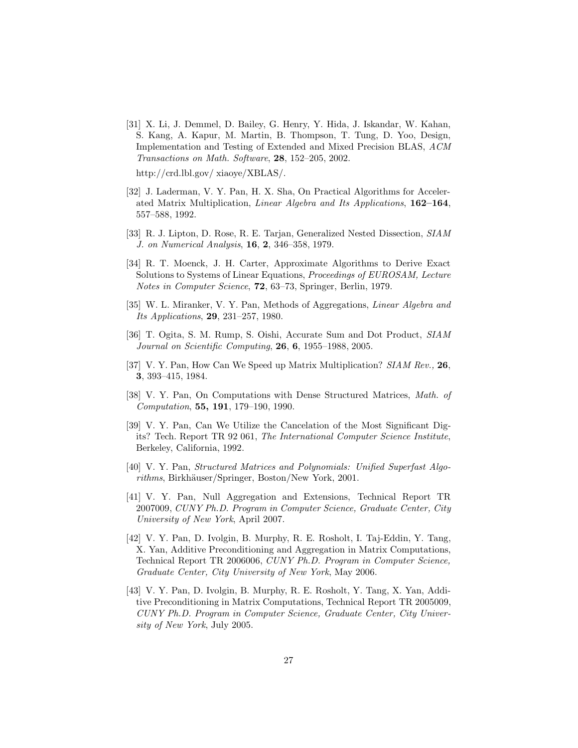[31] X. Li, J. Demmel, D. Bailey, G. Henry, Y. Hida, J. Iskandar, W. Kahan, S. Kang, A. Kapur, M. Martin, B. Thompson, T. Tung, D. Yoo, Design, Implementation and Testing of Extended and Mixed Precision BLAS, *ACM Transactions on Math. Software*, **28**, 152–205, 2002.

http://crd.lbl.gov/ xiaoye/XBLAS/.

[32] J. Laderman, V. Y. Pan, H. X. Sha, On Practical Algorithms for Accelerated Matrix Multiplication, *Linear Algebra and Its Applications*, **162–164**, 557–588, 1992.

[33] R. J. Lipton, D. Rose, R. E. Tarjan, Generalized Nested Dissection, *SIAM J. on Numerical Analysis*, **16**, **2**, 346–358, 1979.

[34] R. T. Moenck, J. H. Carter, Approximate Algorithms to Derive Exact Solutions to Systems of Linear Equations, *Proceedings of EUROSAM, Lecture Notes in Computer Science*, **72**, 63–73, Springer, Berlin, 1979.

[35] W. L. Miranker, V. Y. Pan, Methods of Aggregations, *Linear Algebra and Its Applications*, **29**, 231–257, 1980.

[36] T. Ogita, S. M. Rump, S. Oishi, Accurate Sum and Dot Product, *SIAM Journal on Scientific Computing*, **26**, **6**, 1955–1988, 2005.

[37] V. Y. Pan, How Can We Speed up Matrix Multiplication? *SIAM Rev.,* **26**, **3**, 393–415, 1984.

[38] V. Y. Pan, On Computations with Dense Structured Matrices, *Math. of Computation*, **55, 191**, 179–190, 1990.

[39] V. Y. Pan, Can We Utilize the Cancelation of the Most Significant Digits? Tech. Report TR 92 061, *The International Computer Science Institute*, Berkeley, California, 1992.

[40] V. Y. Pan, *Structured Matrices and Polynomials: Unified Superfast Algorithms*, Birkhäuser/Springer, Boston/New York, 2001.

[41] V. Y. Pan, Null Aggregation and Extensions, Technical Report TR 2007009, *CUNY Ph.D. Program in Computer Science, Graduate Center, City University of New York*, April 2007.

[42] V. Y. Pan, D. Ivolgin, B. Murphy, R. E. Rosholt, I. Taj-Eddin, Y. Tang, X. Yan, Additive Preconditioning and Aggregation in Matrix Computations, Technical Report TR 2006006, *CUNY Ph.D. Program in Computer Science, Graduate Center, City University of New York*, May 2006.

[43] V. Y. Pan, D. Ivolgin, B. Murphy, R. E. Rosholt, Y. Tang, X. Yan, Additive Preconditioning in Matrix Computations, Technical Report TR 2005009, *CUNY Ph.D. Program in Computer Science, Graduate Center, City University of New York*, July 2005.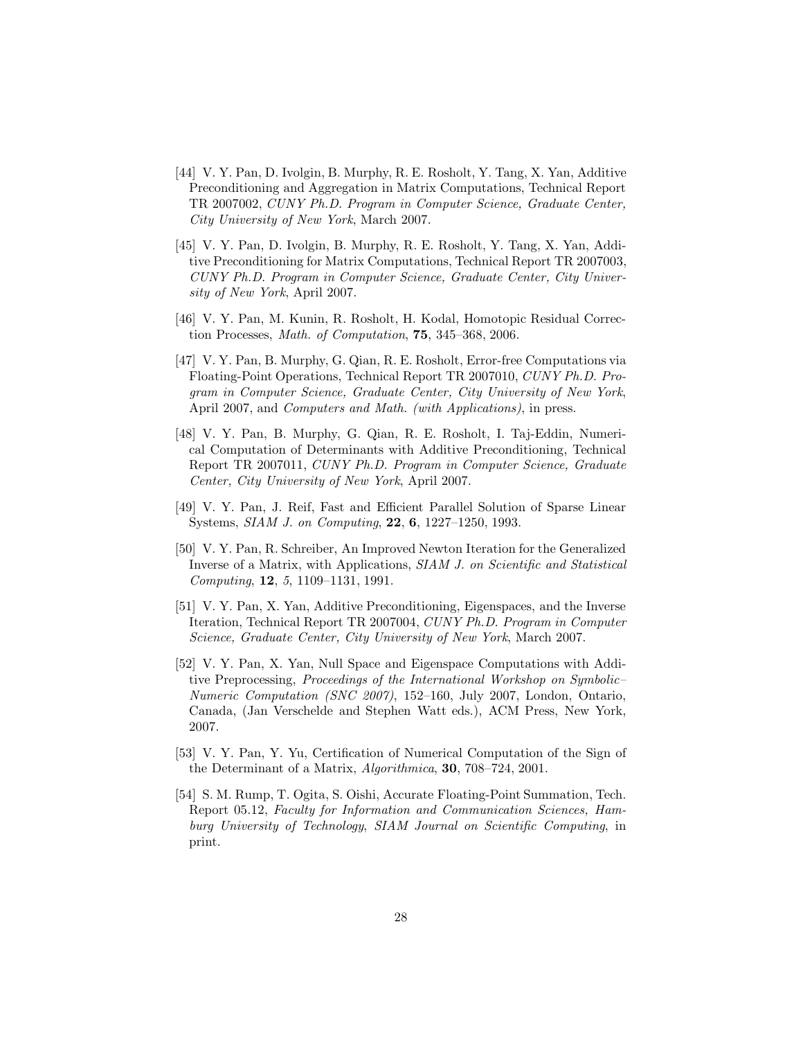[44] V. Y. Pan, D. Ivolgin, B. Murphy, R. E. Rosholt, Y. Tang, X. Yan, Additive Preconditioning and Aggregation in Matrix Computations, Technical Report TR 2007002, *CUNY Ph.D. Program in Computer Science, Graduate Center, City University of New York*, March 2007.

[45] V. Y. Pan, D. Ivolgin, B. Murphy, R. E. Rosholt, Y. Tang, X. Yan, Additive Preconditioning for Matrix Computations, Technical Report TR 2007003, *CUNY Ph.D. Program in Computer Science, Graduate Center, City University of New York*, April 2007.

[46] V. Y. Pan, M. Kunin, R. Rosholt, H. Kodal, Homotopic Residual Correction Processes, *Math. of Computation*, **75**, 345–368, 2006.

[47] V. Y. Pan, B. Murphy, G. Qian, R. E. Rosholt, Error-free Computations via Floating-Point Operations, Technical Report TR 2007010, *CUNY Ph.D. Program in Computer Science, Graduate Center, City University of New York*, April 2007, and *Computers and Math. (with Applications)*, in press.

[48] V. Y. Pan, B. Murphy, G. Qian, R. E. Rosholt, I. Taj-Eddin, Numerical Computation of Determinants with Additive Preconditioning, Technical Report TR 2007011, *CUNY Ph.D. Program in Computer Science, Graduate Center, City University of New York*, April 2007.

[49] V. Y. Pan, J. Reif, Fast and Efficient Parallel Solution of Sparse Linear Systems, *SIAM J. on Computing*, **22**, **6**, 1227–1250, 1993.

[50] V. Y. Pan, R. Schreiber, An Improved Newton Iteration for the Generalized Inverse of a Matrix, with Applications, *SIAM J. on Scientific and Statistical Computing*, **12**, *5*, 1109–1131, 1991.

[51] V. Y. Pan, X. Yan, Additive Preconditioning, Eigenspaces, and the Inverse Iteration, Technical Report TR 2007004, *CUNY Ph.D. Program in Computer Science, Graduate Center, City University of New York*, March 2007.

[52] V. Y. Pan, X. Yan, Null Space and Eigenspace Computations with Additive Preprocessing, *Proceedings of the International Workshop on Symbolic–Numeric Computation (SNC 2007)*, 152–160, July 2007, London, Ontario, Canada, (Jan Verschelde and Stephen Watt eds.), ACM Press, New York, 2007.

[53] V. Y. Pan, Y. Yu, Certification of Numerical Computation of the Sign of the Determinant of a Matrix, *Algorithmica*, **30**, 708–724, 2001.

[54] S. M. Rump, T. Ogita, S. Oishi, Accurate Floating-Point Summation, Tech. Report 05.12, *Faculty for Information and Communication Sciences, Hamburg University of Technology, SIAM Journal on Scientific Computing*, in print.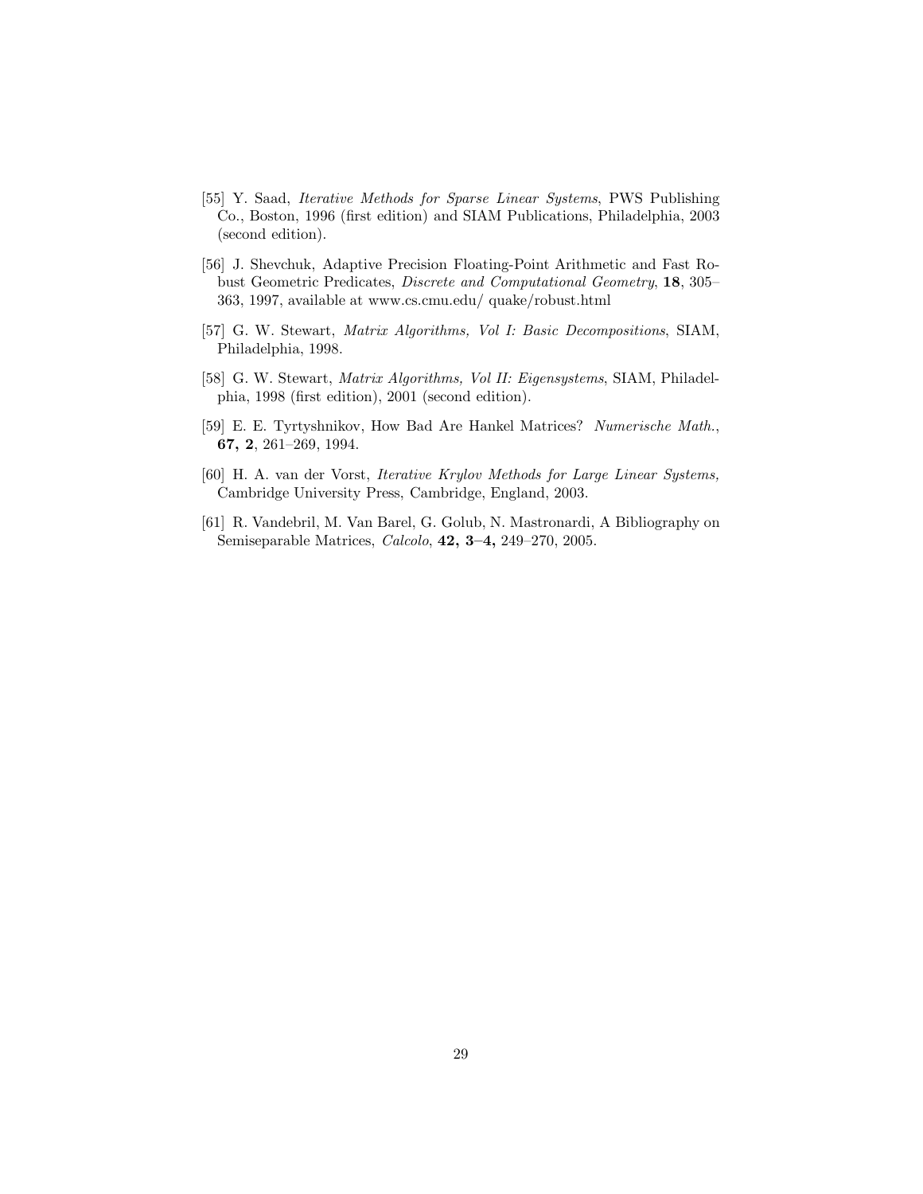[55] Y. Saad, *Iterative Methods for Sparse Linear Systems*, PWS Publishing Co., Boston, 1996 (first edition) and SIAM Publications, Philadelphia, 2003 (second edition).

[56] J. Shevchuk, Adaptive Precision Floating-Point Arithmetic and Fast Robust Geometric Predicates, *Discrete and Computational Geometry*, **18**, 305–363, 1997, available at www.cs.cmu.edu/ quake/robust.html

[57] G. W. Stewart, *Matrix Algorithms, Vol I: Basic Decompositions*, SIAM, Philadelphia, 1998.

[58] G. W. Stewart, *Matrix Algorithms, Vol II: Eigensystems*, SIAM, Philadelphia, 1998 (first edition), 2001 (second edition).

[59] E. E. Tyrtyshnikov, How Bad Are Hankel Matrices? *Numerische Math.*, **67, 2**, 261–269, 1994.

[60] H. A. van der Vorst, *Iterative Krylov Methods for Large Linear Systems,* Cambridge University Press, Cambridge, England, 2003.

[61] R. Vandebril, M. Van Barel, G. Golub, N. Mastronardi, A Bibliography on Semiseparable Matrices, *Calcolo*, **42, 3–4,** 249–270, 2005.